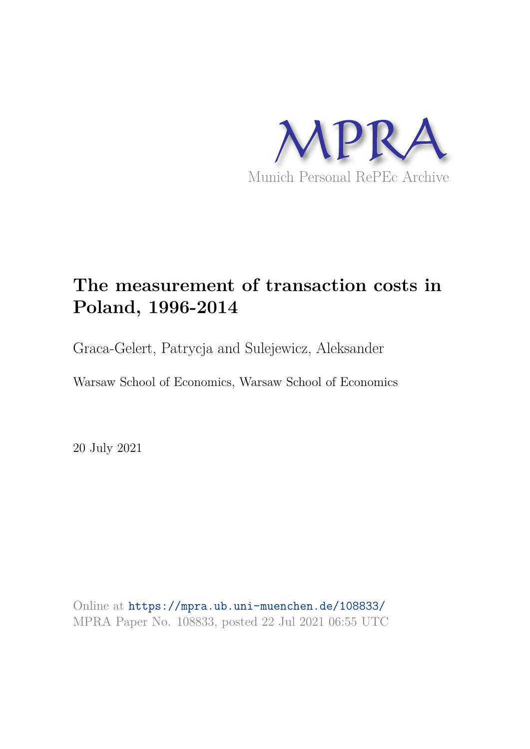MPRA

Munich Personal RePEc Archive

# The measurement of transaction costs in Poland, 1996-2014

Graca-Gelert, Patrycja and Sulejewicz, Aleksander

Warsaw School of Economics, Warsaw School of Economics

20 July 2021

Online at https://mpra.ub.uni-muenchen.de/108833/
MPRA Paper No. 108833, posted 22 Jul 2021 06:55 UTC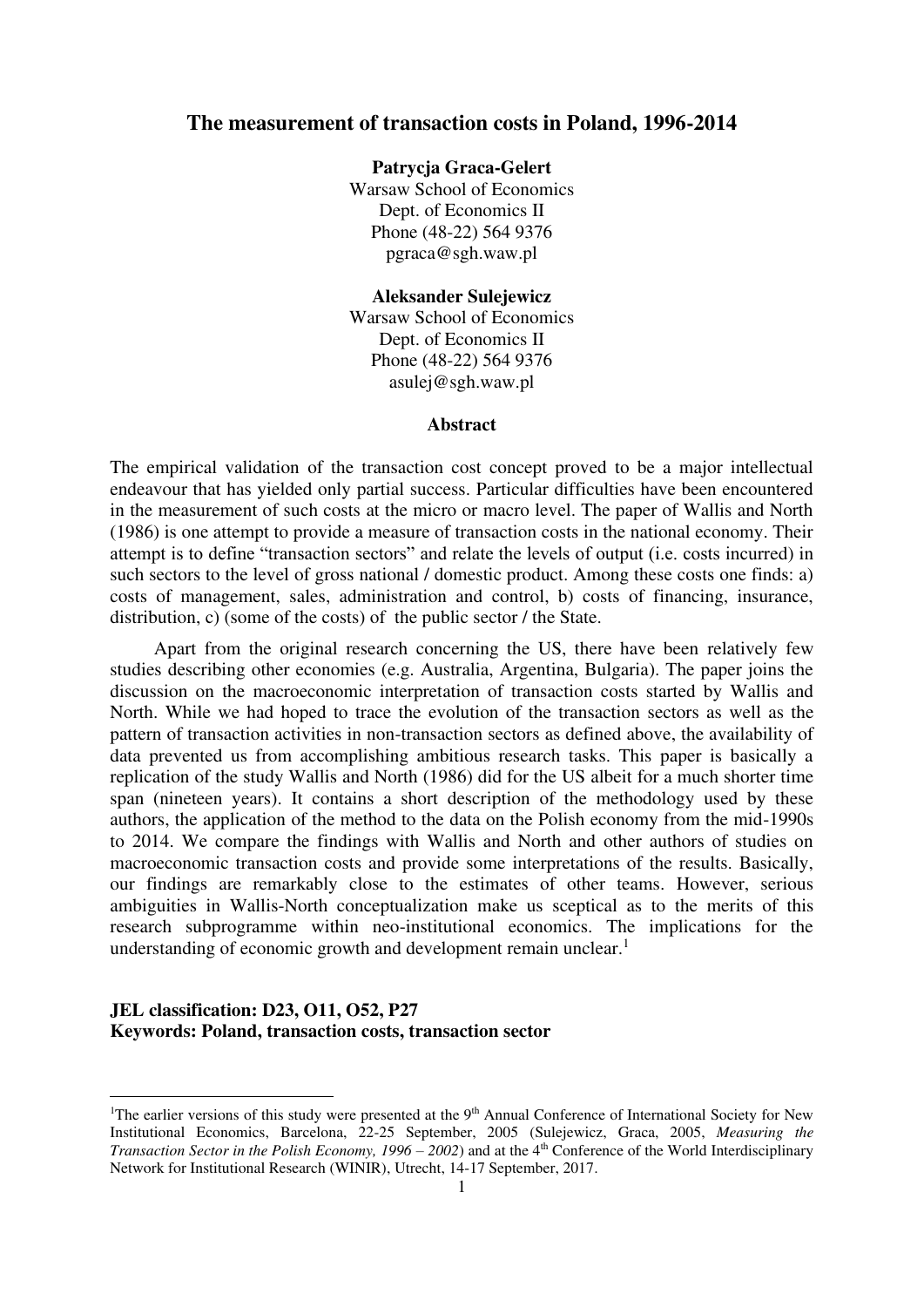# The measurement of transaction costs in Poland, 1996-2014

**Patrycja Graca-Gelert**
Warsaw School of Economics
Dept. of Economics II
Phone (48-22) 564 9376
pgraca@sgh.waw.pl

**Aleksander Sulejewicz**
Warsaw School of Economics
Dept. of Economics II
Phone (48-22) 564 9376
asulej@sgh.waw.pl

## Abstract

The empirical validation of the transaction cost concept proved to be a major intellectual endeavour that has yielded only partial success. Particular difficulties have been encountered in the measurement of such costs at the micro or macro level. The paper of Wallis and North (1986) is one attempt to provide a measure of transaction costs in the national economy. Their attempt is to define "transaction sectors" and relate the levels of output (i.e. costs incurred) in such sectors to the level of gross national / domestic product. Among these costs one finds: a) costs of management, sales, administration and control, b) costs of financing, insurance, distribution, c) (some of the costs) of the public sector / the State.

Apart from the original research concerning the US, there have been relatively few studies describing other economies (e.g. Australia, Argentina, Bulgaria). The paper joins the discussion on the macroeconomic interpretation of transaction costs started by Wallis and North. While we had hoped to trace the evolution of the transaction sectors as well as the pattern of transaction activities in non-transaction sectors as defined above, the availability of data prevented us from accomplishing ambitious research tasks. This paper is basically a replication of the study Wallis and North (1986) did for the US albeit for a much shorter time span (nineteen years). It contains a short description of the methodology used by these authors, the application of the method to the data on the Polish economy from the mid-1990s to 2014. We compare the findings with Wallis and North and other authors of studies on macroeconomic transaction costs and provide some interpretations of the results. Basically, our findings are remarkably close to the estimates of other teams. However, serious ambiguities in Wallis-North conceptualization make us sceptical as to the merits of this research subprogramme within neo-institutional economics. The implications for the understanding of economic growth and development remain unclear.[1]

**JEL classification: D23, O11, O52, P27**
**Keywords: Poland, transaction costs, transaction sector**

---

[1]The earlier versions of this study were presented at the 9th Annual Conference of International Society for New Institutional Economics, Barcelona, 22-25 September, 2005 (Sulejewicz, Graca, 2005, *Measuring the Transaction Sector in the Polish Economy, 1996 – 2002*) and at the 4th Conference of the World Interdisciplinary Network for Institutional Research (WINIR), Utrecht, 14-17 September, 2017.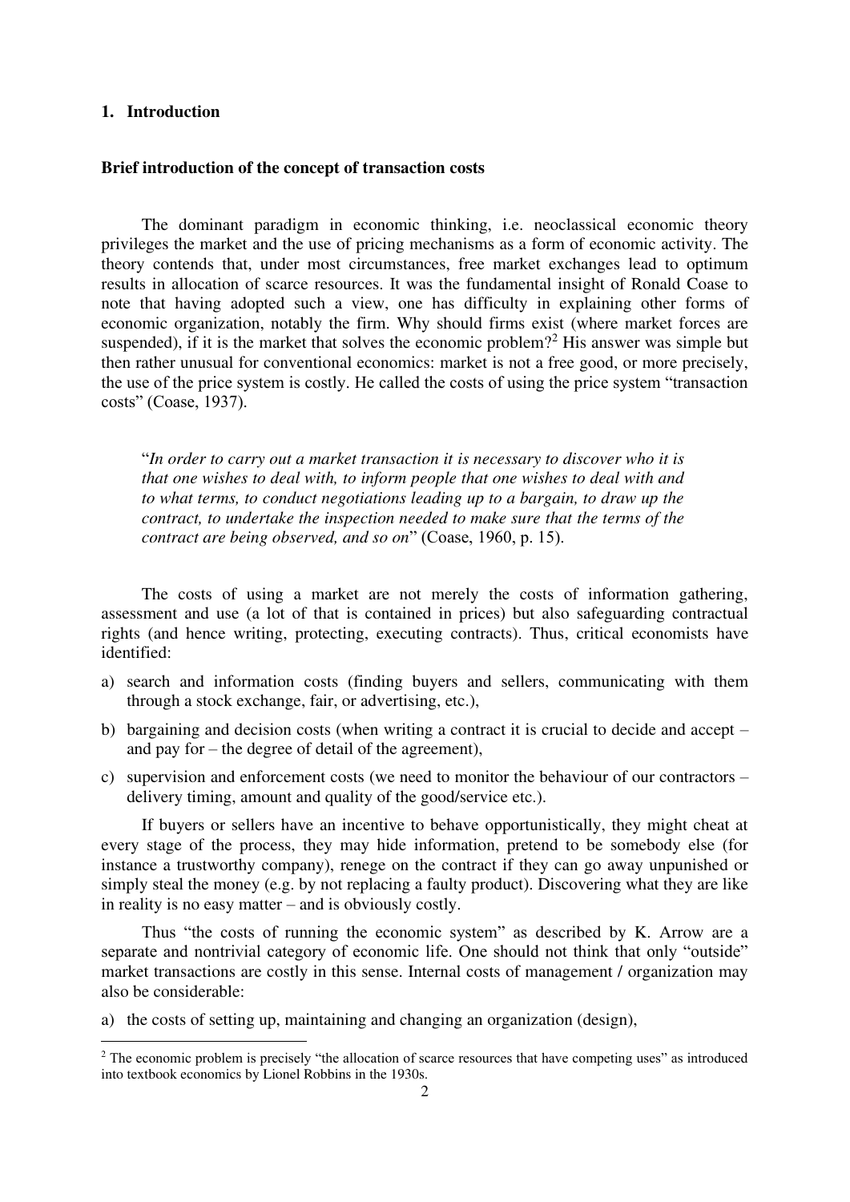## 1. Introduction

### Brief introduction of the concept of transaction costs

The dominant paradigm in economic thinking, i.e. neoclassical economic theory privileges the market and the use of pricing mechanisms as a form of economic activity. The theory contends that, under most circumstances, free market exchanges lead to optimum results in allocation of scarce resources. It was the fundamental insight of Ronald Coase to note that having adopted such a view, one has difficulty in explaining other forms of economic organization, notably the firm. Why should firms exist (where market forces are suspended), if it is the market that solves the economic problem?[2] His answer was simple but then rather unusual for conventional economics: market is not a free good, or more precisely, the use of the price system is costly. He called the costs of using the price system "transaction costs" (Coase, 1937).

> "*In order to carry out a market transaction it is necessary to discover who it is that one wishes to deal with, to inform people that one wishes to deal with and to what terms, to conduct negotiations leading up to a bargain, to draw up the contract, to undertake the inspection needed to make sure that the terms of the contract are being observed, and so on*" (Coase, 1960, p. 15).

The costs of using a market are not merely the costs of information gathering, assessment and use (a lot of that is contained in prices) but also safeguarding contractual rights (and hence writing, protecting, executing contracts). Thus, critical economists have identified:

a) search and information costs (finding buyers and sellers, communicating with them through a stock exchange, fair, or advertising, etc.),
b) bargaining and decision costs (when writing a contract it is crucial to decide and accept – and pay for – the degree of detail of the agreement),
c) supervision and enforcement costs (we need to monitor the behaviour of our contractors – delivery timing, amount and quality of the good/service etc.).

If buyers or sellers have an incentive to behave opportunistically, they might cheat at every stage of the process, they may hide information, pretend to be somebody else (for instance a trustworthy company), renege on the contract if they can go away unpunished or simply steal the money (e.g. by not replacing a faulty product). Discovering what they are like in reality is no easy matter – and is obviously costly.

Thus "the costs of running the economic system" as described by K. Arrow are a separate and nontrivial category of economic life. One should not think that only "outside" market transactions are costly in this sense. Internal costs of management / organization may also be considerable:

a) the costs of setting up, maintaining and changing an organization (design),

[2] The economic problem is precisely "the allocation of scarce resources that have competing uses" as introduced into textbook economics by Lionel Robbins in the 1930s.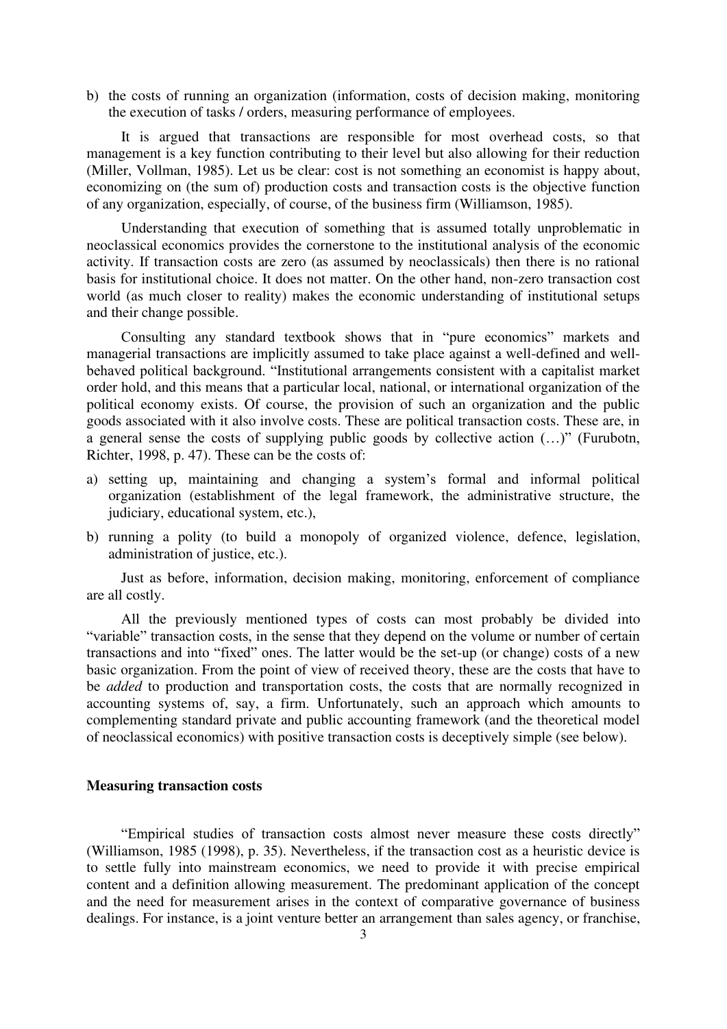b) the costs of running an organization (information, costs of decision making, monitoring the execution of tasks / orders, measuring performance of employees.

It is argued that transactions are responsible for most overhead costs, so that management is a key function contributing to their level but also allowing for their reduction (Miller, Vollman, 1985). Let us be clear: cost is not something an economist is happy about, economizing on (the sum of) production costs and transaction costs is the objective function of any organization, especially, of course, of the business firm (Williamson, 1985).

Understanding that execution of something that is assumed totally unproblematic in neoclassical economics provides the cornerstone to the institutional analysis of the economic activity. If transaction costs are zero (as assumed by neoclassicals) then there is no rational basis for institutional choice. It does not matter. On the other hand, non-zero transaction cost world (as much closer to reality) makes the economic understanding of institutional setups and their change possible.

Consulting any standard textbook shows that in "pure economics" markets and managerial transactions are implicitly assumed to take place against a well-defined and well-behaved political background. "Institutional arrangements consistent with a capitalist market order hold, and this means that a particular local, national, or international organization of the political economy exists. Of course, the provision of such an organization and the public goods associated with it also involve costs. These are political transaction costs. These are, in a general sense the costs of supplying public goods by collective action (…)" (Furubotn, Richter, 1998, p. 47). These can be the costs of:

a) setting up, maintaining and changing a system's formal and informal political organization (establishment of the legal framework, the administrative structure, the judiciary, educational system, etc.),
b) running a polity (to build a monopoly of organized violence, defence, legislation, administration of justice, etc.).

Just as before, information, decision making, monitoring, enforcement of compliance are all costly.

All the previously mentioned types of costs can most probably be divided into "variable" transaction costs, in the sense that they depend on the volume or number of certain transactions and into "fixed" ones. The latter would be the set-up (or change) costs of a new basic organization. From the point of view of received theory, these are the costs that have to be *added* to production and transportation costs, the costs that are normally recognized in accounting systems of, say, a firm. Unfortunately, such an approach which amounts to complementing standard private and public accounting framework (and the theoretical model of neoclassical economics) with positive transaction costs is deceptively simple (see below).

### Measuring transaction costs

"Empirical studies of transaction costs almost never measure these costs directly" (Williamson, 1985 (1998), p. 35). Nevertheless, if the transaction cost as a heuristic device is to settle fully into mainstream economics, we need to provide it with precise empirical content and a definition allowing measurement. The predominant application of the concept and the need for measurement arises in the context of comparative governance of business dealings. For instance, is a joint venture better an arrangement than sales agency, or franchise,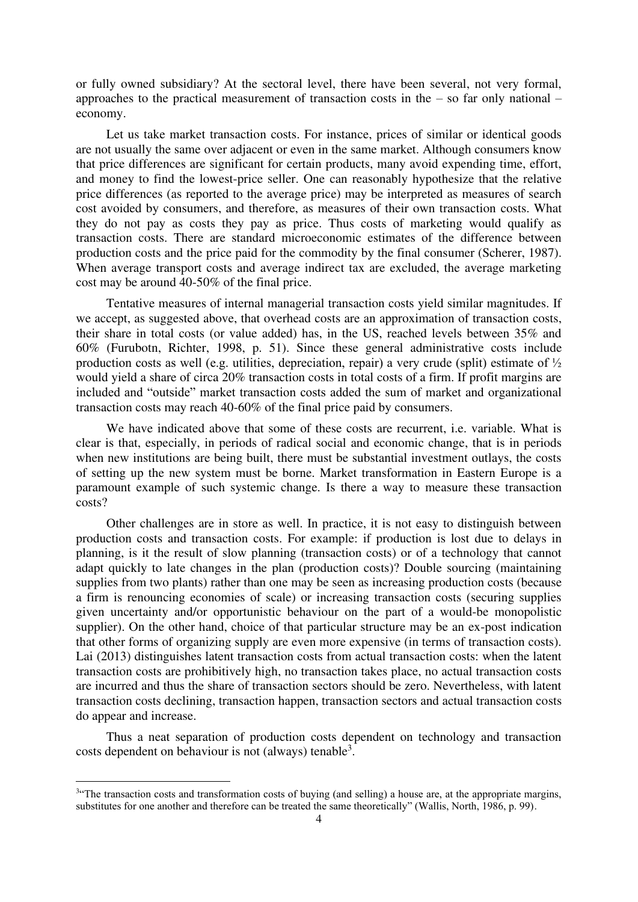or fully owned subsidiary? At the sectoral level, there have been several, not very formal, approaches to the practical measurement of transaction costs in the – so far only national – economy.

Let us take market transaction costs. For instance, prices of similar or identical goods are not usually the same over adjacent or even in the same market. Although consumers know that price differences are significant for certain products, many avoid expending time, effort, and money to find the lowest-price seller. One can reasonably hypothesize that the relative price differences (as reported to the average price) may be interpreted as measures of search cost avoided by consumers, and therefore, as measures of their own transaction costs. What they do not pay as costs they pay as price. Thus costs of marketing would qualify as transaction costs. There are standard microeconomic estimates of the difference between production costs and the price paid for the commodity by the final consumer (Scherer, 1987). When average transport costs and average indirect tax are excluded, the average marketing cost may be around 40-50% of the final price.

Tentative measures of internal managerial transaction costs yield similar magnitudes. If we accept, as suggested above, that overhead costs are an approximation of transaction costs, their share in total costs (or value added) has, in the US, reached levels between 35% and 60% (Furubotn, Richter, 1998, p. 51). Since these general administrative costs include production costs as well (e.g. utilities, depreciation, repair) a very crude (split) estimate of ½ would yield a share of circa 20% transaction costs in total costs of a firm. If profit margins are included and "outside" market transaction costs added the sum of market and organizational transaction costs may reach 40-60% of the final price paid by consumers.

We have indicated above that some of these costs are recurrent, i.e. variable. What is clear is that, especially, in periods of radical social and economic change, that is in periods when new institutions are being built, there must be substantial investment outlays, the costs of setting up the new system must be borne. Market transformation in Eastern Europe is a paramount example of such systemic change. Is there a way to measure these transaction costs?

Other challenges are in store as well. In practice, it is not easy to distinguish between production costs and transaction costs. For example: if production is lost due to delays in planning, is it the result of slow planning (transaction costs) or of a technology that cannot adapt quickly to late changes in the plan (production costs)? Double sourcing (maintaining supplies from two plants) rather than one may be seen as increasing production costs (because a firm is renouncing economies of scale) or increasing transaction costs (securing supplies given uncertainty and/or opportunistic behaviour on the part of a would-be monopolistic supplier). On the other hand, choice of that particular structure may be an ex-post indication that other forms of organizing supply are even more expensive (in terms of transaction costs). Lai (2013) distinguishes latent transaction costs from actual transaction costs: when the latent transaction costs are prohibitively high, no transaction takes place, no actual transaction costs are incurred and thus the share of transaction sectors should be zero. Nevertheless, with latent transaction costs declining, transaction happen, transaction sectors and actual transaction costs do appear and increase.

Thus a neat separation of production costs dependent on technology and transaction costs dependent on behaviour is not (always) tenable[3].

[3] "The transaction costs and transformation costs of buying (and selling) a house are, at the appropriate margins, substitutes for one another and therefore can be treated the same theoretically" (Wallis, North, 1986, p. 99).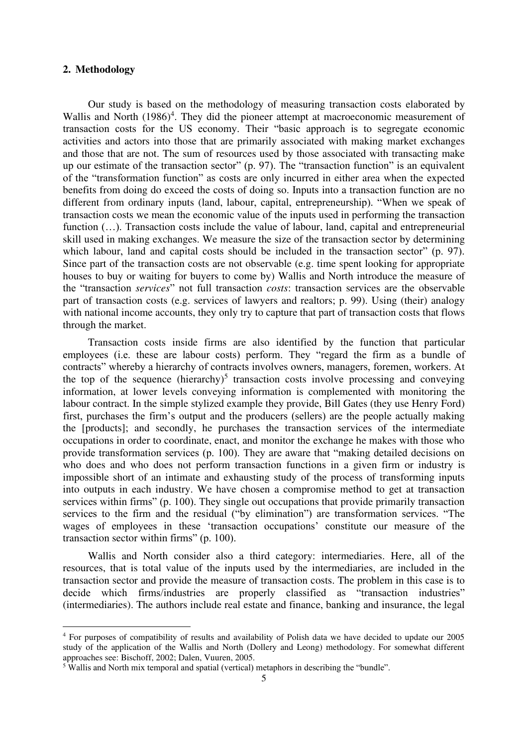## 2. Methodology

Our study is based on the methodology of measuring transaction costs elaborated by Wallis and North (1986)[4]. They did the pioneer attempt at macroeconomic measurement of transaction costs for the US economy. Their "basic approach is to segregate economic activities and actors into those that are primarily associated with making market exchanges and those that are not. The sum of resources used by those associated with transacting make up our estimate of the transaction sector" (p. 97). The "transaction function" is an equivalent of the "transformation function" as costs are only incurred in either area when the expected benefits from doing do exceed the costs of doing so. Inputs into a transaction function are no different from ordinary inputs (land, labour, capital, entrepreneurship). "When we speak of transaction costs we mean the economic value of the inputs used in performing the transaction function (…). Transaction costs include the value of labour, land, capital and entrepreneurial skill used in making exchanges. We measure the size of the transaction sector by determining which labour, land and capital costs should be included in the transaction sector" (p. 97). Since part of the transaction costs are not observable (e.g. time spent looking for appropriate houses to buy or waiting for buyers to come by) Wallis and North introduce the measure of the "transaction *services*" not full transaction *costs*: transaction services are the observable part of transaction costs (e.g. services of lawyers and realtors; p. 99). Using (their) analogy with national income accounts, they only try to capture that part of transaction costs that flows through the market.

Transaction costs inside firms are also identified by the function that particular employees (i.e. these are labour costs) perform. They "regard the firm as a bundle of contracts" whereby a hierarchy of contracts involves owners, managers, foremen, workers. At the top of the sequence (hierarchy)[5] transaction costs involve processing and conveying information, at lower levels conveying information is complemented with monitoring the labour contract. In the simple stylized example they provide, Bill Gates (they use Henry Ford) first, purchases the firm's output and the producers (sellers) are the people actually making the [products]; and secondly, he purchases the transaction services of the intermediate occupations in order to coordinate, enact, and monitor the exchange he makes with those who provide transformation services (p. 100). They are aware that "making detailed decisions on who does and who does not perform transaction functions in a given firm or industry is impossible short of an intimate and exhausting study of the process of transforming inputs into outputs in each industry. We have chosen a compromise method to get at transaction services within firms" (p. 100). They single out occupations that provide primarily transaction services to the firm and the residual ("by elimination") are transformation services. "The wages of employees in these 'transaction occupations' constitute our measure of the transaction sector within firms" (p. 100).

Wallis and North consider also a third category: intermediaries. Here, all of the resources, that is total value of the inputs used by the intermediaries, are included in the transaction sector and provide the measure of transaction costs. The problem in this case is to decide which firms/industries are properly classified as "transaction industries" (intermediaries). The authors include real estate and finance, banking and insurance, the legal

---

[4] For purposes of compatibility of results and availability of Polish data we have decided to update our 2005 study of the application of the Wallis and North (Dollery and Leong) methodology. For somewhat different approaches see: Bischoff, 2002; Dalen, Vuuren, 2005.

[5] Wallis and North mix temporal and spatial (vertical) metaphors in describing the "bundle".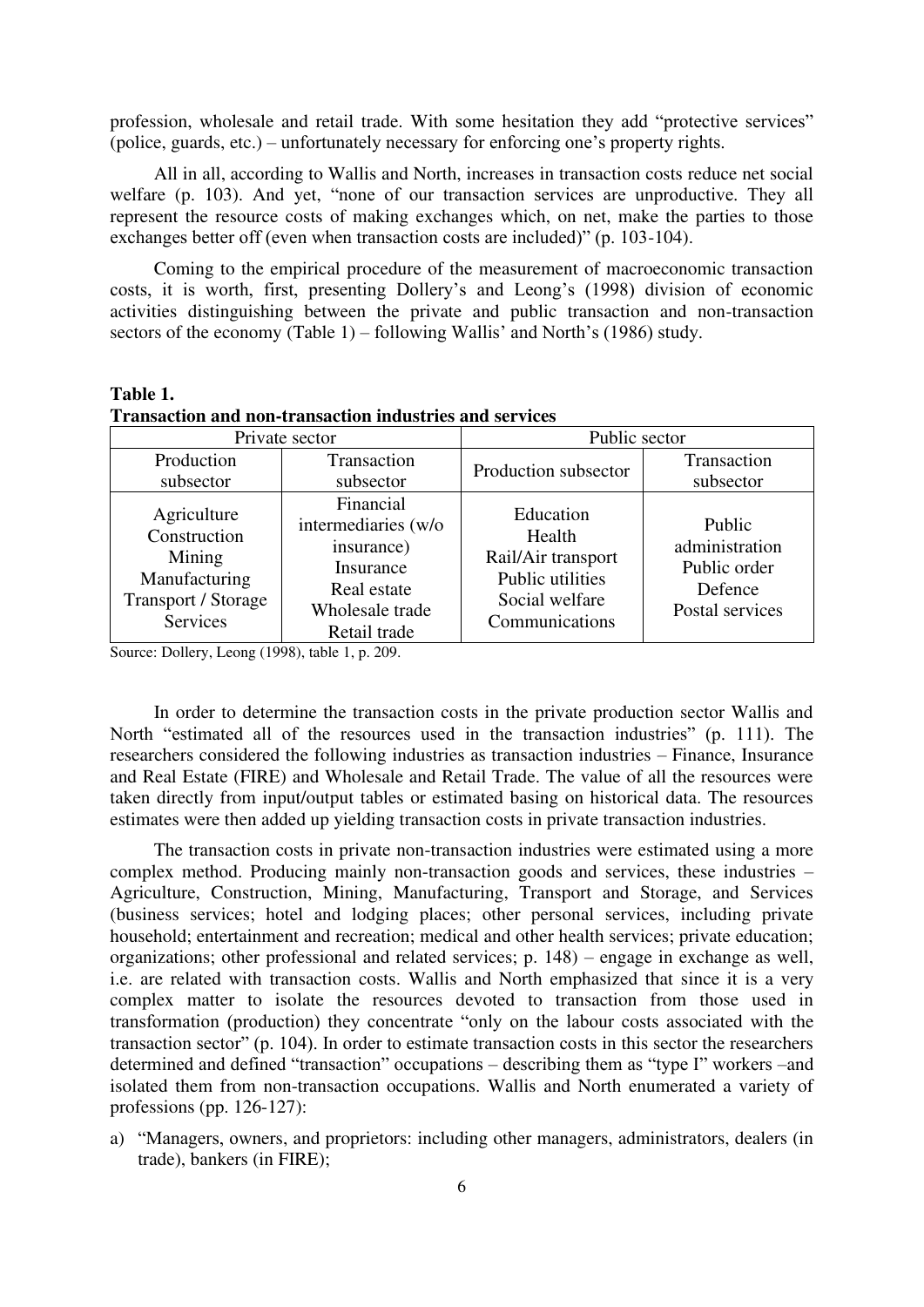profession, wholesale and retail trade. With some hesitation they add "protective services" (police, guards, etc.) – unfortunately necessary for enforcing one's property rights.

All in all, according to Wallis and North, increases in transaction costs reduce net social welfare (p. 103). And yet, "none of our transaction services are unproductive. They all represent the resource costs of making exchanges which, on net, make the parties to those exchanges better off (even when transaction costs are included)" (p. 103-104).

Coming to the empirical procedure of the measurement of macroeconomic transaction costs, it is worth, first, presenting Dollery's and Leong's (1998) division of economic activities distinguishing between the private and public transaction and non-transaction sectors of the economy (Table 1) – following Wallis' and North's (1986) study.

**Table 1.**
**Transaction and non-transaction industries and services**

| Private sector | | Public sector | |
|---|---|---|---|
| Production subsector | Transaction subsector | Production subsector | Transaction subsector |
| Agriculture<br>Construction<br>Mining<br>Manufacturing<br>Transport / Storage<br>Services | Financial intermediaries (w/o insurance)<br>Insurance<br>Real estate<br>Wholesale trade<br>Retail trade | Education<br>Health<br>Rail/Air transport<br>Public utilities<br>Social welfare<br>Communications | Public administration<br>Public order<br>Defence<br>Postal services |

Source: Dollery, Leong (1998), table 1, p. 209.

In order to determine the transaction costs in the private production sector Wallis and North "estimated all of the resources used in the transaction industries" (p. 111). The researchers considered the following industries as transaction industries – Finance, Insurance and Real Estate (FIRE) and Wholesale and Retail Trade. The value of all the resources were taken directly from input/output tables or estimated basing on historical data. The resources estimates were then added up yielding transaction costs in private transaction industries.

The transaction costs in private non-transaction industries were estimated using a more complex method. Producing mainly non-transaction goods and services, these industries – Agriculture, Construction, Mining, Manufacturing, Transport and Storage, and Services (business services; hotel and lodging places; other personal services, including private household; entertainment and recreation; medical and other health services; private education; organizations; other professional and related services; p. 148) – engage in exchange as well, i.e. are related with transaction costs. Wallis and North emphasized that since it is a very complex matter to isolate the resources devoted to transaction from those used in transformation (production) they concentrate "only on the labour costs associated with the transaction sector" (p. 104). In order to estimate transaction costs in this sector the researchers determined and defined "transaction" occupations – describing them as "type I" workers –and isolated them from non-transaction occupations. Wallis and North enumerated a variety of professions (pp. 126-127):

a) "Managers, owners, and proprietors: including other managers, administrators, dealers (in trade), bankers (in FIRE);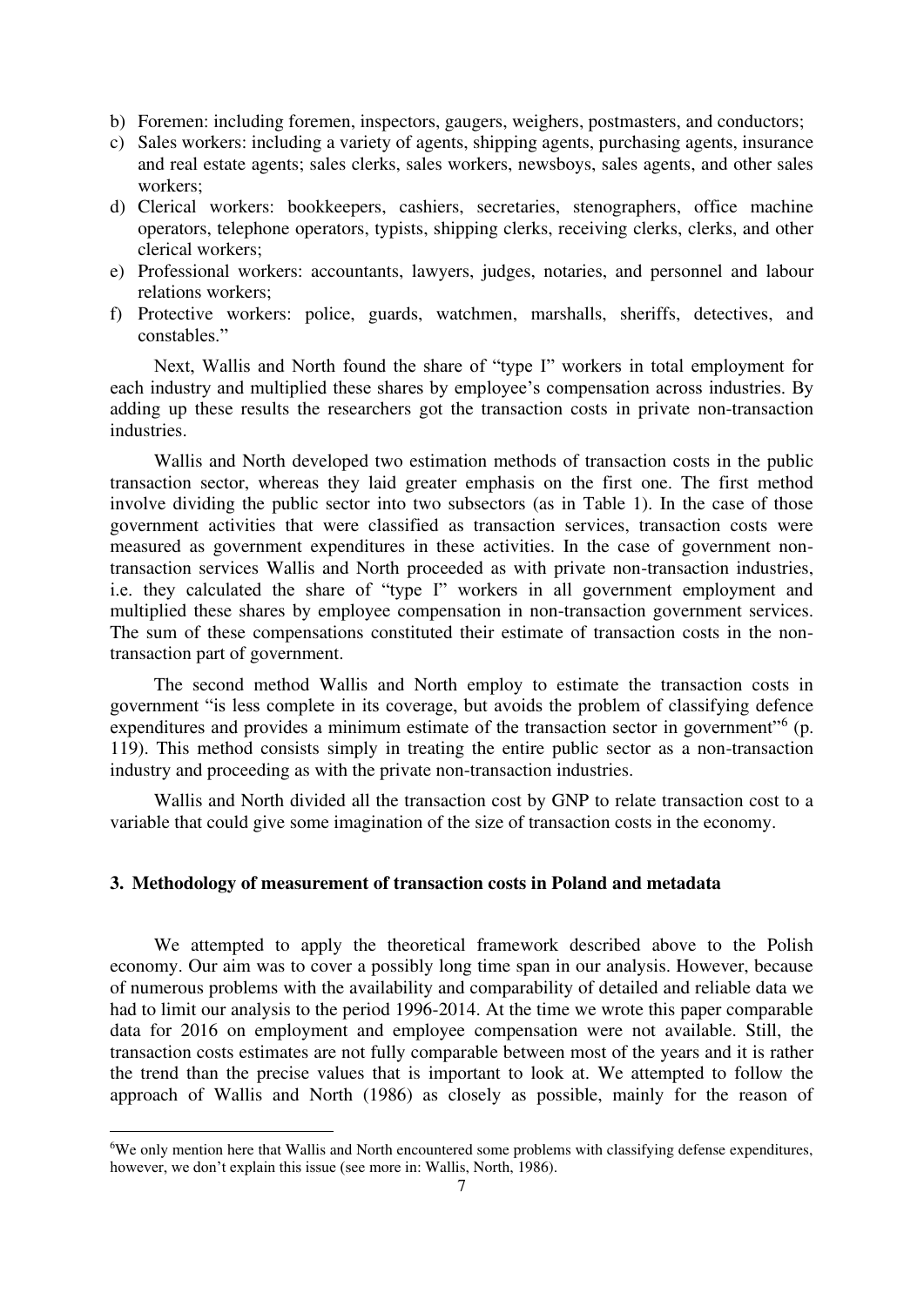b) Foremen: including foremen, inspectors, gaugers, weighers, postmasters, and conductors;
c) Sales workers: including a variety of agents, shipping agents, purchasing agents, insurance and real estate agents; sales clerks, sales workers, newsboys, sales agents, and other sales workers;
d) Clerical workers: bookkeepers, cashiers, secretaries, stenographers, office machine operators, telephone operators, typists, shipping clerks, receiving clerks, clerks, and other clerical workers;
e) Professional workers: accountants, lawyers, judges, notaries, and personnel and labour relations workers;
f) Protective workers: police, guards, watchmen, marshalls, sheriffs, detectives, and constables."

Next, Wallis and North found the share of "type I" workers in total employment for each industry and multiplied these shares by employee's compensation across industries. By adding up these results the researchers got the transaction costs in private non-transaction industries.

Wallis and North developed two estimation methods of transaction costs in the public transaction sector, whereas they laid greater emphasis on the first one. The first method involve dividing the public sector into two subsectors (as in Table 1). In the case of those government activities that were classified as transaction services, transaction costs were measured as government expenditures in these activities. In the case of government non-transaction services Wallis and North proceeded as with private non-transaction industries, i.e. they calculated the share of "type I" workers in all government employment and multiplied these shares by employee compensation in non-transaction government services. The sum of these compensations constituted their estimate of transaction costs in the non-transaction part of government.

The second method Wallis and North employ to estimate the transaction costs in government "is less complete in its coverage, but avoids the problem of classifying defence expenditures and provides a minimum estimate of the transaction sector in government"[6] (p. 119). This method consists simply in treating the entire public sector as a non-transaction industry and proceeding as with the private non-transaction industries.

Wallis and North divided all the transaction cost by GNP to relate transaction cost to a variable that could give some imagination of the size of transaction costs in the economy.

## 3. Methodology of measurement of transaction costs in Poland and metadata

We attempted to apply the theoretical framework described above to the Polish economy. Our aim was to cover a possibly long time span in our analysis. However, because of numerous problems with the availability and comparability of detailed and reliable data we had to limit our analysis to the period 1996-2014. At the time we wrote this paper comparable data for 2016 on employment and employee compensation were not available. Still, the transaction costs estimates are not fully comparable between most of the years and it is rather the trend than the precise values that is important to look at. We attempted to follow the approach of Wallis and North (1986) as closely as possible, mainly for the reason of

[6] We only mention here that Wallis and North encountered some problems with classifying defense expenditures, however, we don't explain this issue (see more in: Wallis, North, 1986).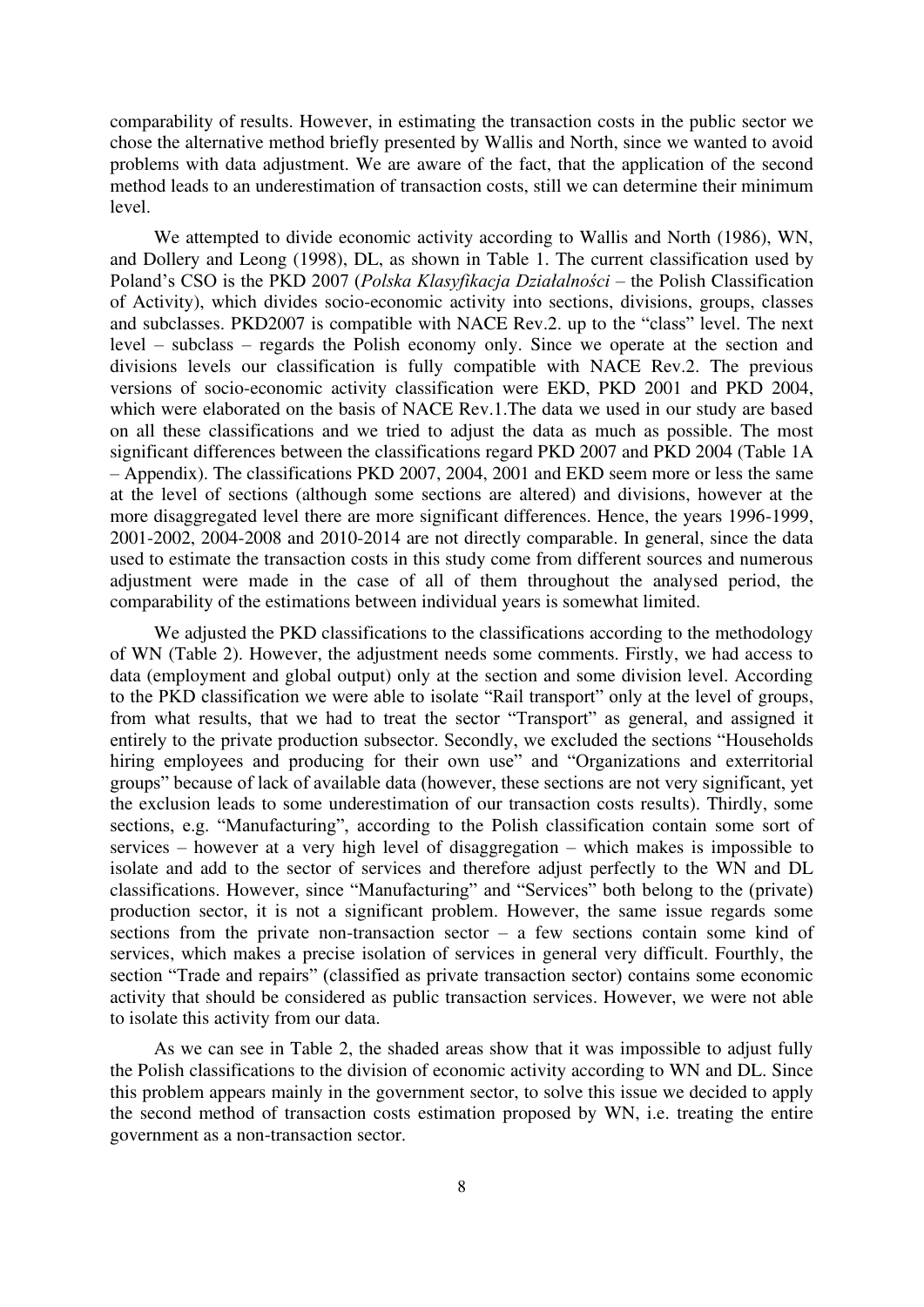comparability of results. However, in estimating the transaction costs in the public sector we chose the alternative method briefly presented by Wallis and North, since we wanted to avoid problems with data adjustment. We are aware of the fact, that the application of the second method leads to an underestimation of transaction costs, still we can determine their minimum level.

We attempted to divide economic activity according to Wallis and North (1986), WN, and Dollery and Leong (1998), DL, as shown in Table 1. The current classification used by Poland's CSO is the PKD 2007 (*Polska Klasyfikacja Działalności* – the Polish Classification of Activity), which divides socio-economic activity into sections, divisions, groups, classes and subclasses. PKD2007 is compatible with NACE Rev.2. up to the "class" level. The next level – subclass – regards the Polish economy only. Since we operate at the section and divisions levels our classification is fully compatible with NACE Rev.2. The previous versions of socio-economic activity classification were EKD, PKD 2001 and PKD 2004, which were elaborated on the basis of NACE Rev.1.The data we used in our study are based on all these classifications and we tried to adjust the data as much as possible. The most significant differences between the classifications regard PKD 2007 and PKD 2004 (Table 1A – Appendix). The classifications PKD 2007, 2004, 2001 and EKD seem more or less the same at the level of sections (although some sections are altered) and divisions, however at the more disaggregated level there are more significant differences. Hence, the years 1996-1999, 2001-2002, 2004-2008 and 2010-2014 are not directly comparable. In general, since the data used to estimate the transaction costs in this study come from different sources and numerous adjustment were made in the case of all of them throughout the analysed period, the comparability of the estimations between individual years is somewhat limited.

We adjusted the PKD classifications to the classifications according to the methodology of WN (Table 2). However, the adjustment needs some comments. Firstly, we had access to data (employment and global output) only at the section and some division level. According to the PKD classification we were able to isolate "Rail transport" only at the level of groups, from what results, that we had to treat the sector "Transport" as general, and assigned it entirely to the private production subsector. Secondly, we excluded the sections "Households hiring employees and producing for their own use" and "Organizations and exterritorial groups" because of lack of available data (however, these sections are not very significant, yet the exclusion leads to some underestimation of our transaction costs results). Thirdly, some sections, e.g. "Manufacturing", according to the Polish classification contain some sort of services – however at a very high level of disaggregation – which makes is impossible to isolate and add to the sector of services and therefore adjust perfectly to the WN and DL classifications. However, since "Manufacturing" and "Services" both belong to the (private) production sector, it is not a significant problem. However, the same issue regards some sections from the private non-transaction sector – a few sections contain some kind of services, which makes a precise isolation of services in general very difficult. Fourthly, the section "Trade and repairs" (classified as private transaction sector) contains some economic activity that should be considered as public transaction services. However, we were not able to isolate this activity from our data.

As we can see in Table 2, the shaded areas show that it was impossible to adjust fully the Polish classifications to the division of economic activity according to WN and DL. Since this problem appears mainly in the government sector, to solve this issue we decided to apply the second method of transaction costs estimation proposed by WN, i.e. treating the entire government as a non-transaction sector.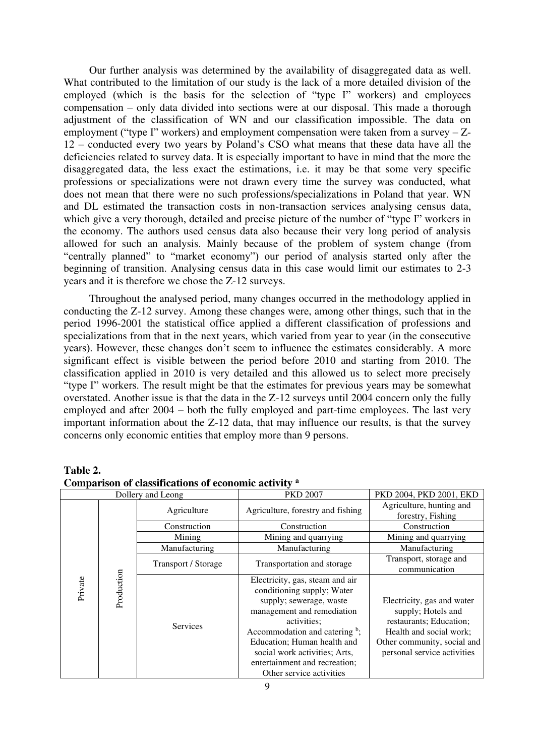Our further analysis was determined by the availability of disaggregated data as well. What contributed to the limitation of our study is the lack of a more detailed division of the employed (which is the basis for the selection of "type I" workers) and employees compensation – only data divided into sections were at our disposal. This made a thorough adjustment of the classification of WN and our classification impossible. The data on employment ("type I" workers) and employment compensation were taken from a survey – Z-12 – conducted every two years by Poland's CSO what means that these data have all the deficiencies related to survey data. It is especially important to have in mind that the more the disaggregated data, the less exact the estimations, i.e. it may be that some very specific professions or specializations were not drawn every time the survey was conducted, what does not mean that there were no such professions/specializations in Poland that year. WN and DL estimated the transaction costs in non-transaction services analysing census data, which give a very thorough, detailed and precise picture of the number of "type I" workers in the economy. The authors used census data also because their very long period of analysis allowed for such an analysis. Mainly because of the problem of system change (from "centrally planned" to "market economy") our period of analysis started only after the beginning of transition. Analysing census data in this case would limit our estimates to 2-3 years and it is therefore we chose the Z-12 surveys.

Throughout the analysed period, many changes occurred in the methodology applied in conducting the Z-12 survey. Among these changes were, among other things, such that in the period 1996-2001 the statistical office applied a different classification of professions and specializations from that in the next years, which varied from year to year (in the consecutive years). However, these changes don't seem to influence the estimates considerably. A more significant effect is visible between the period before 2010 and starting from 2010. The classification applied in 2010 is very detailed and this allowed us to select more precisely "type I" workers. The result might be that the estimates for previous years may be somewhat overstated. Another issue is that the data in the Z-12 surveys until 2004 concern only the fully employed and after 2004 – both the fully employed and part-time employees. The last very important information about the Z-12 data, that may influence our results, is that the survey concerns only economic entities that employ more than 9 persons.

**Table 2.**
**Comparison of classifications of economic activity [a]**

| Dollery and Leong | | | PKD 2007 | PKD 2004, PKD 2001, EKD |
|---|---|---|---|---|
| Private | Production | Agriculture | Agriculture, forestry and fishing | Agriculture, hunting and forestry, Fishing |
| | | Construction | Construction | Construction |
| | | Mining | Mining and quarrying | Mining and quarrying |
| | | Manufacturing | Manufacturing | Manufacturing |
| | | Transport / Storage | Transportation and storage | Transport, storage and communication |
| | | Services | Electricity, gas, steam and air conditioning supply; Water supply; sewerage, waste management and remediation activities; Accommodation and catering [b]; Education; Human health and social work activities; Arts, entertainment and recreation; Other service activities | Electricity, gas and water supply; Hotels and restaurants; Education; Health and social work; Other community, social and personal service activities |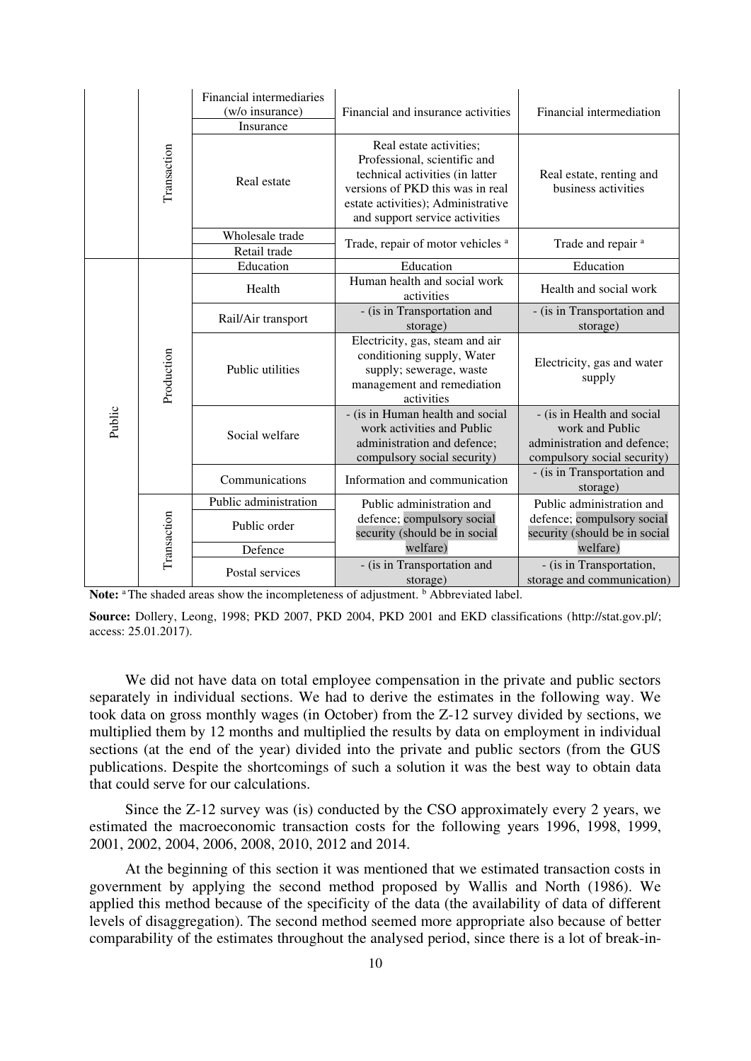| | | | | |
|---|---|---|---|---|
| | Transaction | Financial intermediaries (w/o insurance) | Financial and insurance activities | Financial intermediation |
| | | Insurance | | |
| | | Real estate | Real estate activities; Professional, scientific and technical activities (in latter versions of PKD this was in real estate activities); Administrative and support service activities | Real estate, renting and business activities |
| | | Wholesale trade | Trade, repair of motor vehicles [a] | Trade and repair [a] |
| | | Retail trade | | |
| Public | Production | Education | Education | Education |
| | | Health | Human health and social work activities | Health and social work |
| | | Rail/Air transport | - (is in Transportation and storage) | - (is in Transportation and storage) |
| | | Public utilities | Electricity, gas, steam and air conditioning supply, Water supply; sewerage, waste management and remediation activities | Electricity, gas and water supply |
| | | Social welfare | - (is in Human health and social work activities and Public administration and defence; compulsory social security) | - (is in Health and social work and Public administration and defence; compulsory social security) |
| | | Communications | Information and communication | - (is in Transportation and storage) |
| | Transaction | Public administration | Public administration and defence; compulsory social security (should be in social welfare) | Public administration and defence; compulsory social security (should be in social welfare) |
| | | Public order | | |
| | | Defence | | |
| | | Postal services | - (is in Transportation and storage) | - (is in Transportation, storage and communication) |

**Note:** [a] The shaded areas show the incompleteness of adjustment. [b] Abbreviated label.

**Source:** Dollery, Leong, 1998; PKD 2007, PKD 2004, PKD 2001 and EKD classifications (http://stat.gov.pl/; access: 25.01.2017).

We did not have data on total employee compensation in the private and public sectors separately in individual sections. We had to derive the estimates in the following way. We took data on gross monthly wages (in October) from the Z-12 survey divided by sections, we multiplied them by 12 months and multiplied the results by data on employment in individual sections (at the end of the year) divided into the private and public sectors (from the GUS publications. Despite the shortcomings of such a solution it was the best way to obtain data that could serve for our calculations.

Since the Z-12 survey was (is) conducted by the CSO approximately every 2 years, we estimated the macroeconomic transaction costs for the following years 1996, 1998, 1999, 2001, 2002, 2004, 2006, 2008, 2010, 2012 and 2014.

At the beginning of this section it was mentioned that we estimated transaction costs in government by applying the second method proposed by Wallis and North (1986). We applied this method because of the specificity of the data (the availability of data of different levels of disaggregation). The second method seemed more appropriate also because of better comparability of the estimates throughout the analysed period, since there is a lot of break-in-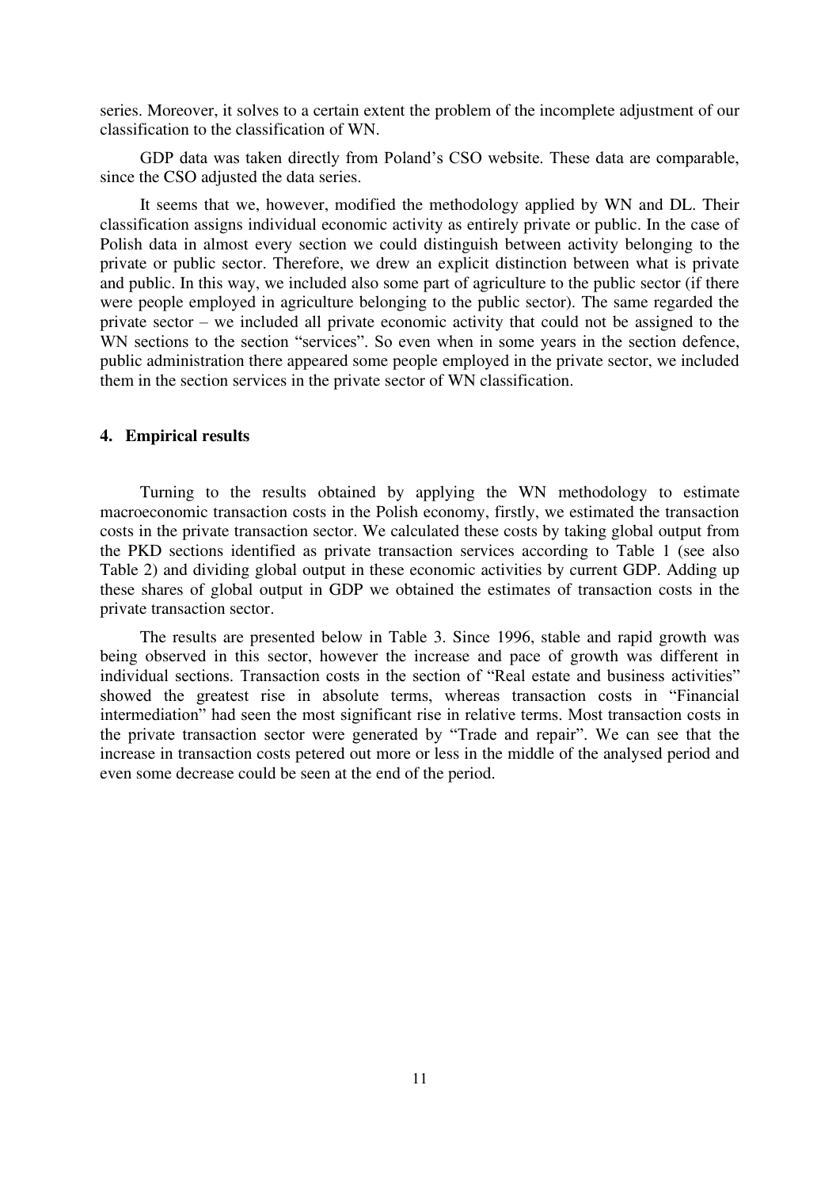series. Moreover, it solves to a certain extent the problem of the incomplete adjustment of our classification to the classification of WN.

GDP data was taken directly from Poland's CSO website. These data are comparable, since the CSO adjusted the data series.

It seems that we, however, modified the methodology applied by WN and DL. Their classification assigns individual economic activity as entirely private or public. In the case of Polish data in almost every section we could distinguish between activity belonging to the private or public sector. Therefore, we drew an explicit distinction between what is private and public. In this way, we included also some part of agriculture to the public sector (if there were people employed in agriculture belonging to the public sector). The same regarded the private sector – we included all private economic activity that could not be assigned to the WN sections to the section "services". So even when in some years in the section defence, public administration there appeared some people employed in the private sector, we included them in the section services in the private sector of WN classification.

## 4. Empirical results

Turning to the results obtained by applying the WN methodology to estimate macroeconomic transaction costs in the Polish economy, firstly, we estimated the transaction costs in the private transaction sector. We calculated these costs by taking global output from the PKD sections identified as private transaction services according to Table 1 (see also Table 2) and dividing global output in these economic activities by current GDP. Adding up these shares of global output in GDP we obtained the estimates of transaction costs in the private transaction sector.

The results are presented below in Table 3. Since 1996, stable and rapid growth was being observed in this sector, however the increase and pace of growth was different in individual sections. Transaction costs in the section of "Real estate and business activities" showed the greatest rise in absolute terms, whereas transaction costs in "Financial intermediation" had seen the most significant rise in relative terms. Most transaction costs in the private transaction sector were generated by "Trade and repair". We can see that the increase in transaction costs petered out more or less in the middle of the analysed period and even some decrease could be seen at the end of the period.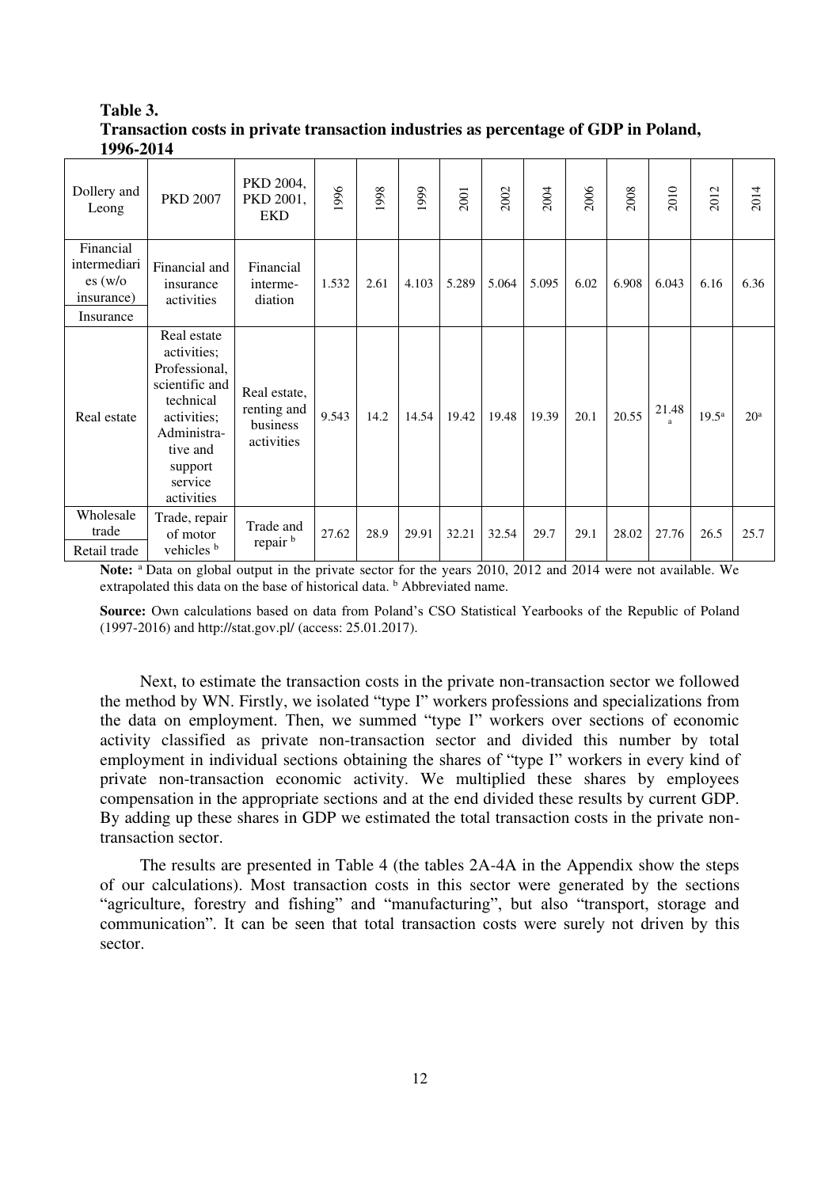**Table 3.**
**Transaction costs in private transaction industries as percentage of GDP in Poland, 1996-2014**

| Dollery and Leong | PKD 2007 | PKD 2004, PKD 2001, EKD | 1996 | 1998 | 1999 | 2001 | 2002 | 2004 | 2006 | 2008 | 2010 | 2012 | 2014 |
|---|---|---|---|---|---|---|---|---|---|---|---|---|---|
| Financial intermediaries (w/o insurance) Insurance | Financial and insurance activities | Financial interme-diation | 1.532 | 2.61 | 4.103 | 5.289 | 5.064 | 5.095 | 6.02 | 6.908 | 6.043 | 6.16 | 6.36 |
| Real estate | Real estate activities; Professional, scientific and technical activities; Administra-tive and support service activities | Real estate, renting and business activities | 9.543 | 14.2 | 14.54 | 19.42 | 19.48 | 19.39 | 20.1 | 20.55 | 21.48[a] | 19.5[a] | 20[a] |
| Wholesale trade Retail trade | Trade, repair of motor vehicles [b] | Trade and repair [b] | 27.62 | 28.9 | 29.91 | 32.21 | 32.54 | 29.7 | 29.1 | 28.02 | 27.76 | 26.5 | 25.7 |

**Note:** [a] Data on global output in the private sector for the years 2010, 2012 and 2014 were not available. We extrapolated this data on the base of historical data. [b] Abbreviated name.

**Source:** Own calculations based on data from Poland's CSO Statistical Yearbooks of the Republic of Poland (1997-2016) and http://stat.gov.pl/ (access: 25.01.2017).

Next, to estimate the transaction costs in the private non-transaction sector we followed the method by WN. Firstly, we isolated "type I" workers professions and specializations from the data on employment. Then, we summed "type I" workers over sections of economic activity classified as private non-transaction sector and divided this number by total employment in individual sections obtaining the shares of "type I" workers in every kind of private non-transaction economic activity. We multiplied these shares by employees compensation in the appropriate sections and at the end divided these results by current GDP. By adding up these shares in GDP we estimated the total transaction costs in the private non-transaction sector.

The results are presented in Table 4 (the tables 2A-4A in the Appendix show the steps of our calculations). Most transaction costs in this sector were generated by the sections "agriculture, forestry and fishing" and "manufacturing", but also "transport, storage and communication". It can be seen that total transaction costs were surely not driven by this sector.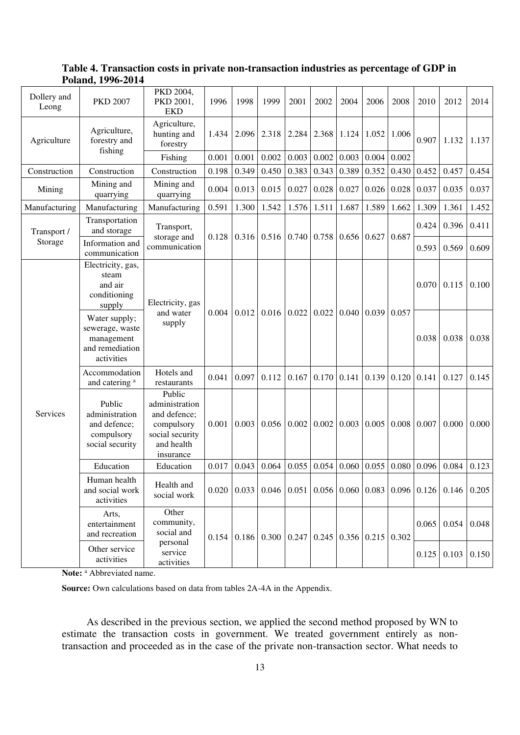**Table 4. Transaction costs in private non-transaction industries as percentage of GDP in Poland, 1996-2014**

| Dollery and Leong | PKD 2007 | PKD 2004, PKD 2001, EKD | 1996 | 1998 | 1999 | 2001 | 2002 | 2004 | 2006 | 2008 | 2010 | 2012 | 2014 |
|---|---|---|---|---|---|---|---|---|---|---|---|---|---|
| Agriculture | Agriculture, forestry and fishing | Agriculture, hunting and forestry | 1.434 | 2.096 | 2.318 | 2.284 | 2.368 | 1.124 | 1.052 | 1.006 | 0.907 | 1.132 | 1.137 |
| | | Fishing | 0.001 | 0.001 | 0.002 | 0.003 | 0.002 | 0.003 | 0.004 | 0.002 | | | |
| Construction | Construction | Construction | 0.198 | 0.349 | 0.450 | 0.383 | 0.343 | 0.389 | 0.352 | 0.430 | 0.452 | 0.457 | 0.454 |
| Mining | Mining and quarrying | Mining and quarrying | 0.004 | 0.013 | 0.015 | 0.027 | 0.028 | 0.027 | 0.026 | 0.028 | 0.037 | 0.035 | 0.037 |
| Manufacturing | Manufacturing | Manufacturing | 0.591 | 1.300 | 1.542 | 1.576 | 1.511 | 1.687 | 1.589 | 1.662 | 1.309 | 1.361 | 1.452 |
| Transport / Storage | Transportation and storage | Transport, storage and communication | 0.128 | 0.316 | 0.516 | 0.740 | 0.758 | 0.656 | 0.627 | 0.687 | 0.424 | 0.396 | 0.411 |
| | Information and communication | | | | | | | | | | 0.593 | 0.569 | 0.609 |
| Services | Electricity, gas, steam and air conditioning supply | Electricity, gas and water supply | 0.004 | 0.012 | 0.016 | 0.022 | 0.022 | 0.040 | 0.039 | 0.057 | 0.070 | 0.115 | 0.100 |
| | Water supply; sewerage, waste management and remediation activities | | | | | | | | | | 0.038 | 0.038 | 0.038 |
| | Accommodation and catering [a] | Hotels and restaurants | 0.041 | 0.097 | 0.112 | 0.167 | 0.170 | 0.141 | 0.139 | 0.120 | 0.141 | 0.127 | 0.145 |
| | Public administration and defence; compulsory social security | Public administration and defence; compulsory social security and health insurance | 0.001 | 0.003 | 0.056 | 0.002 | 0.002 | 0.003 | 0.005 | 0.008 | 0.007 | 0.000 | 0.000 |
| | Education | Education | 0.017 | 0.043 | 0.064 | 0.055 | 0.054 | 0.060 | 0.055 | 0.080 | 0.096 | 0.084 | 0.123 |
| | Human health and social work activities | Health and social work | 0.020 | 0.033 | 0.046 | 0.051 | 0.056 | 0.060 | 0.083 | 0.096 | 0.126 | 0.146 | 0.205 |
| | Arts, entertainment and recreation | Other community, social and personal service activities | 0.154 | 0.186 | 0.300 | 0.247 | 0.245 | 0.356 | 0.215 | 0.302 | 0.065 | 0.054 | 0.048 |
| | Other service activities | | | | | | | | | | 0.125 | 0.103 | 0.150 |

**Note:** [a] Abbreviated name.

**Source:** Own calculations based on data from tables 2A-4A in the Appendix.

As described in the previous section, we applied the second method proposed by WN to estimate the transaction costs in government. We treated government entirely as non-transaction and proceeded as in the case of the private non-transaction sector. What needs to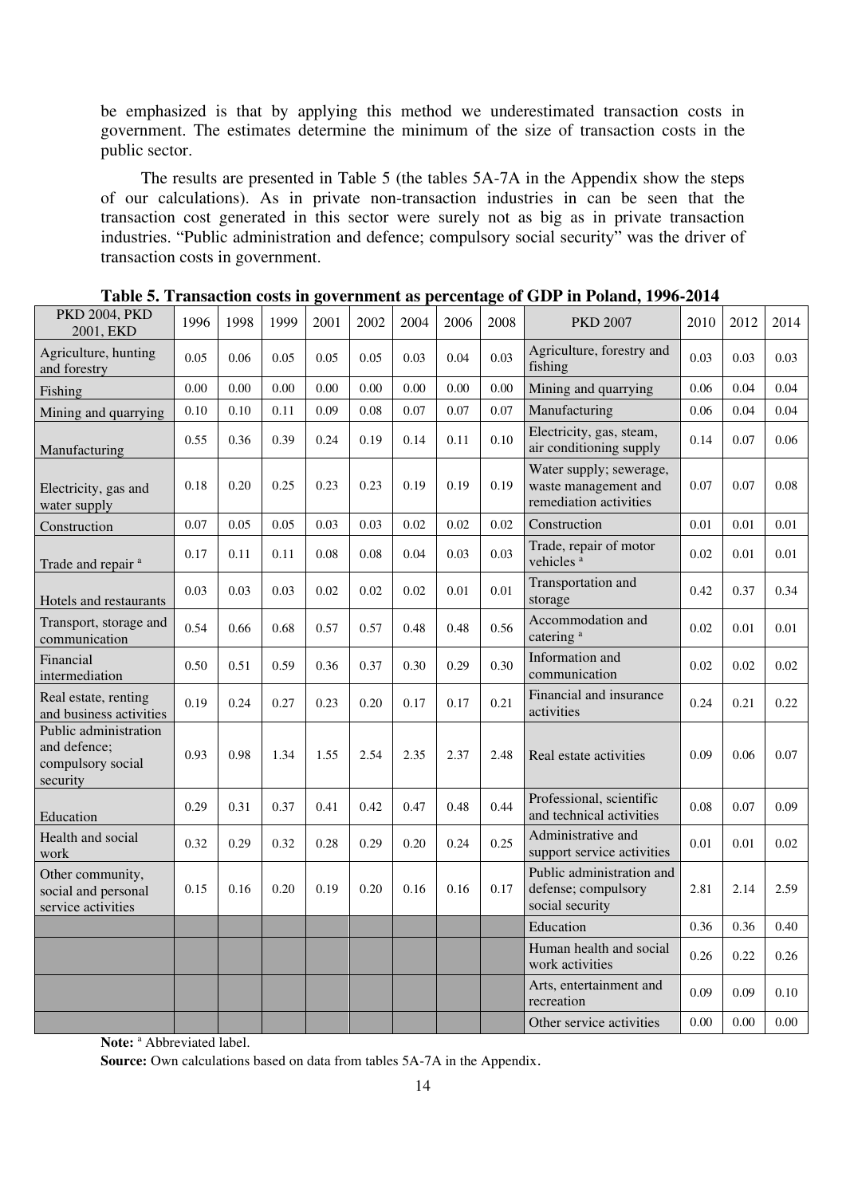be emphasized is that by applying this method we underestimated transaction costs in government. The estimates determine the minimum of the size of transaction costs in the public sector.

The results are presented in Table 5 (the tables 5A-7A in the Appendix show the steps of our calculations). As in private non-transaction industries in can be seen that the transaction cost generated in this sector were surely not as big as in private transaction industries. "Public administration and defence; compulsory social security" was the driver of transaction costs in government.

**Table 5. Transaction costs in government as percentage of GDP in Poland, 1996-2014**

| PKD 2004, PKD 2001, EKD | 1996 | 1998 | 1999 | 2001 | 2002 | 2004 | 2006 | 2008 | PKD 2007 | 2010 | 2012 | 2014 |
|---|---|---|---|---|---|---|---|---|---|---|---|---|
| Agriculture, hunting and forestry | 0.05 | 0.06 | 0.05 | 0.05 | 0.05 | 0.03 | 0.04 | 0.03 | Agriculture, forestry and fishing | 0.03 | 0.03 | 0.03 |
| Fishing | 0.00 | 0.00 | 0.00 | 0.00 | 0.00 | 0.00 | 0.00 | 0.00 | Mining and quarrying | 0.06 | 0.04 | 0.04 |
| Mining and quarrying | 0.10 | 0.10 | 0.11 | 0.09 | 0.08 | 0.07 | 0.07 | 0.07 | Manufacturing | 0.06 | 0.04 | 0.04 |
| Manufacturing | 0.55 | 0.36 | 0.39 | 0.24 | 0.19 | 0.14 | 0.11 | 0.10 | Electricity, gas, steam, air conditioning supply | 0.14 | 0.07 | 0.06 |
| Electricity, gas and water supply | 0.18 | 0.20 | 0.25 | 0.23 | 0.23 | 0.19 | 0.19 | 0.19 | Water supply; sewerage, waste management and remediation activities | 0.07 | 0.07 | 0.08 |
| Construction | 0.07 | 0.05 | 0.05 | 0.03 | 0.03 | 0.02 | 0.02 | 0.02 | Construction | 0.01 | 0.01 | 0.01 |
| Trade and repair [a] | 0.17 | 0.11 | 0.11 | 0.08 | 0.08 | 0.04 | 0.03 | 0.03 | Trade, repair of motor vehicles [a] | 0.02 | 0.01 | 0.01 |
| Hotels and restaurants | 0.03 | 0.03 | 0.03 | 0.02 | 0.02 | 0.02 | 0.01 | 0.01 | Transportation and storage | 0.42 | 0.37 | 0.34 |
| Transport, storage and communication | 0.54 | 0.66 | 0.68 | 0.57 | 0.57 | 0.48 | 0.48 | 0.56 | Accommodation and catering [a] | 0.02 | 0.01 | 0.01 |
| Financial intermediation | 0.50 | 0.51 | 0.59 | 0.36 | 0.37 | 0.30 | 0.29 | 0.30 | Information and communication | 0.02 | 0.02 | 0.02 |
| Real estate, renting and business activities | 0.19 | 0.24 | 0.27 | 0.23 | 0.20 | 0.17 | 0.17 | 0.21 | Financial and insurance activities | 0.24 | 0.21 | 0.22 |
| Public administration and defence; compulsory social security | 0.93 | 0.98 | 1.34 | 1.55 | 2.54 | 2.35 | 2.37 | 2.48 | Real estate activities | 0.09 | 0.06 | 0.07 |
| Education | 0.29 | 0.31 | 0.37 | 0.41 | 0.42 | 0.47 | 0.48 | 0.44 | Professional, scientific and technical activities | 0.08 | 0.07 | 0.09 |
| Health and social work | 0.32 | 0.29 | 0.32 | 0.28 | 0.29 | 0.20 | 0.24 | 0.25 | Administrative and support service activities | 0.01 | 0.01 | 0.02 |
| Other community, social and personal service activities | 0.15 | 0.16 | 0.20 | 0.19 | 0.20 | 0.16 | 0.16 | 0.17 | Public administration and defense; compulsory social security | 2.81 | 2.14 | 2.59 |
| | | | | | | | | | Education | 0.36 | 0.36 | 0.40 |
| | | | | | | | | | Human health and social work activities | 0.26 | 0.22 | 0.26 |
| | | | | | | | | | Arts, entertainment and recreation | 0.09 | 0.09 | 0.10 |
| | | | | | | | | | Other service activities | 0.00 | 0.00 | 0.00 |

**Note:** [a] Abbreviated label.

**Source:** Own calculations based on data from tables 5A-7A in the Appendix.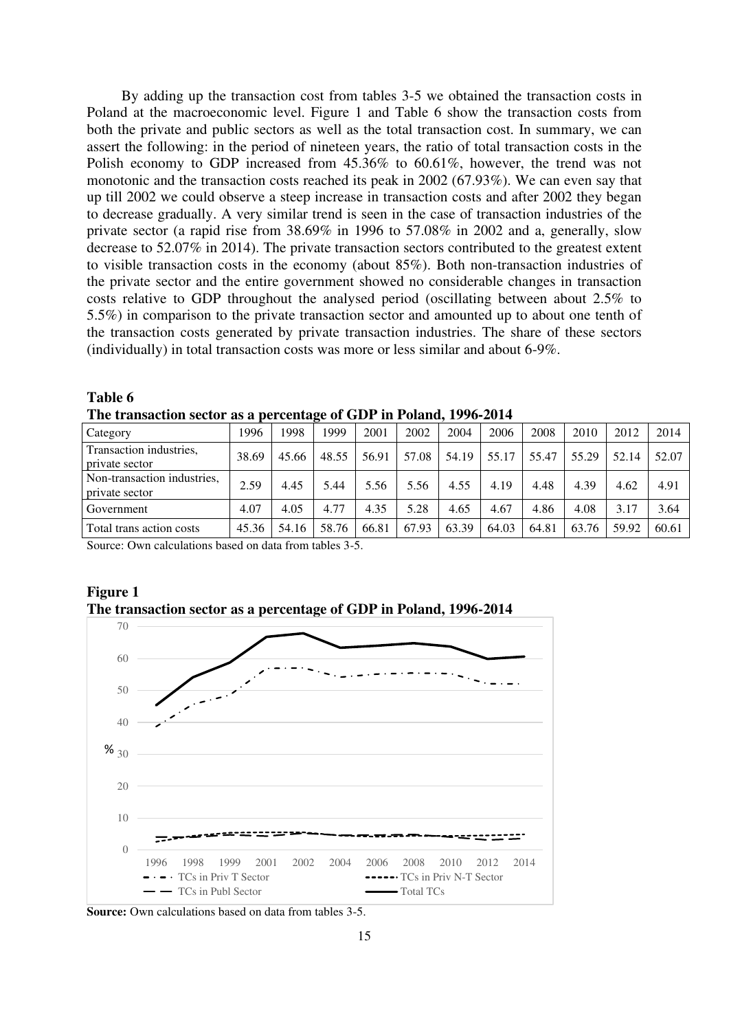By adding up the transaction cost from tables 3-5 we obtained the transaction costs in Poland at the macroeconomic level. Figure 1 and Table 6 show the transaction costs from both the private and public sectors as well as the total transaction cost. In summary, we can assert the following: in the period of nineteen years, the ratio of total transaction costs in the Polish economy to GDP increased from 45.36% to 60.61%, however, the trend was not monotonic and the transaction costs reached its peak in 2002 (67.93%). We can even say that up till 2002 we could observe a steep increase in transaction costs and after 2002 they began to decrease gradually. A very similar trend is seen in the case of transaction industries of the private sector (a rapid rise from 38.69% in 1996 to 57.08% in 2002 and a, generally, slow decrease to 52.07% in 2014). The private transaction sectors contributed to the greatest extent to visible transaction costs in the economy (about 85%). Both non-transaction industries of the private sector and the entire government showed no considerable changes in transaction costs relative to GDP throughout the analysed period (oscillating between about 2.5% to 5.5%) in comparison to the private transaction sector and amounted up to about one tenth of the transaction costs generated by private transaction industries. The share of these sectors (individually) in total transaction costs was more or less similar and about 6-9%.

**Table 6**
**The transaction sector as a percentage of GDP in Poland, 1996-2014**

| Category | 1996 | 1998 | 1999 | 2001 | 2002 | 2004 | 2006 | 2008 | 2010 | 2012 | 2014 |
|---|---|---|---|---|---|---|---|---|---|---|---|
| Transaction industries, private sector | 38.69 | 45.66 | 48.55 | 56.91 | 57.08 | 54.19 | 55.17 | 55.47 | 55.29 | 52.14 | 52.07 |
| Non-transaction industries, private sector | 2.59 | 4.45 | 5.44 | 5.56 | 5.56 | 4.55 | 4.19 | 4.48 | 4.39 | 4.62 | 4.91 |
| Government | 4.07 | 4.05 | 4.77 | 4.35 | 5.28 | 4.65 | 4.67 | 4.86 | 4.08 | 3.17 | 3.64 |
| Total trans action costs | 45.36 | 54.16 | 58.76 | 66.81 | 67.93 | 63.39 | 64.03 | 64.81 | 63.76 | 59.92 | 60.61 |

Source: Own calculations based on data from tables 3-5.

**Figure 1**
**The transaction sector as a percentage of GDP in Poland, 1996-2014**

**Source:** Own calculations based on data from tables 3-5.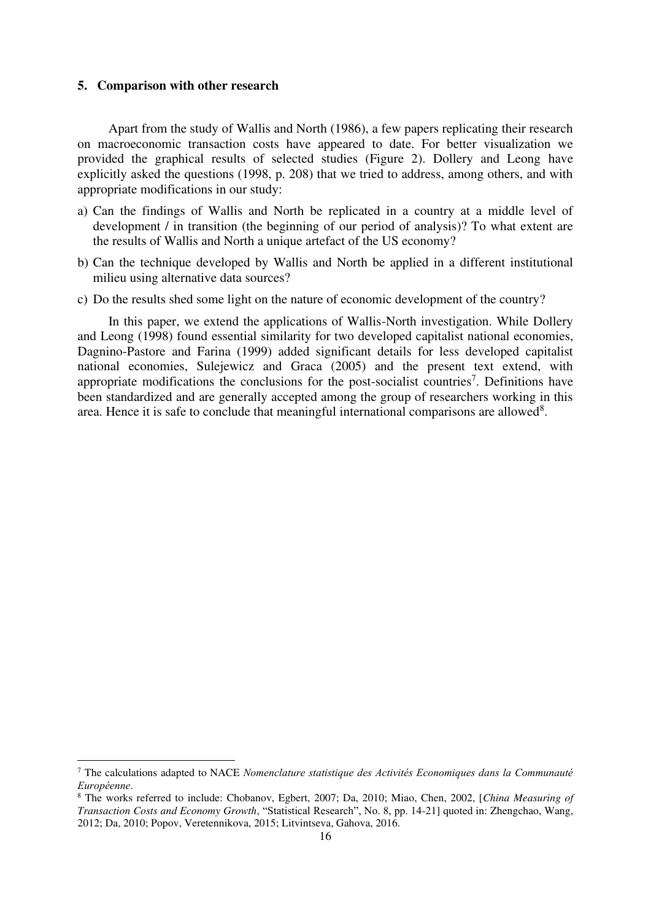## 5. Comparison with other research

Apart from the study of Wallis and North (1986), a few papers replicating their research on macroeconomic transaction costs have appeared to date. For better visualization we provided the graphical results of selected studies (Figure 2). Dollery and Leong have explicitly asked the questions (1998, p. 208) that we tried to address, among others, and with appropriate modifications in our study:

a) Can the findings of Wallis and North be replicated in a country at a middle level of development / in transition (the beginning of our period of analysis)? To what extent are the results of Wallis and North a unique artefact of the US economy?

b) Can the technique developed by Wallis and North be applied in a different institutional milieu using alternative data sources?

c) Do the results shed some light on the nature of economic development of the country?

In this paper, we extend the applications of Wallis-North investigation. While Dollery and Leong (1998) found essential similarity for two developed capitalist national economies, Dagnino-Pastore and Farina (1999) added significant details for less developed capitalist national economies, Sulejewicz and Graca (2005) and the present text extend, with appropriate modifications the conclusions for the post-socialist countries[7]. Definitions have been standardized and are generally accepted among the group of researchers working in this area. Hence it is safe to conclude that meaningful international comparisons are allowed[8].

---

[7] The calculations adapted to NACE *Nomenclature statistique des Activités Economiques dans la Communauté Européenne*.

[8] The works referred to include: Chobanov, Egbert, 2007; Da, 2010; Miao, Chen, 2002, [*China Measuring of Transaction Costs and Economy Growth*, "Statistical Research", No. 8, pp. 14-21] quoted in: Zhengchao, Wang, 2012; Da, 2010; Popov, Veretennikova, 2015; Litvintseva, Gahova, 2016.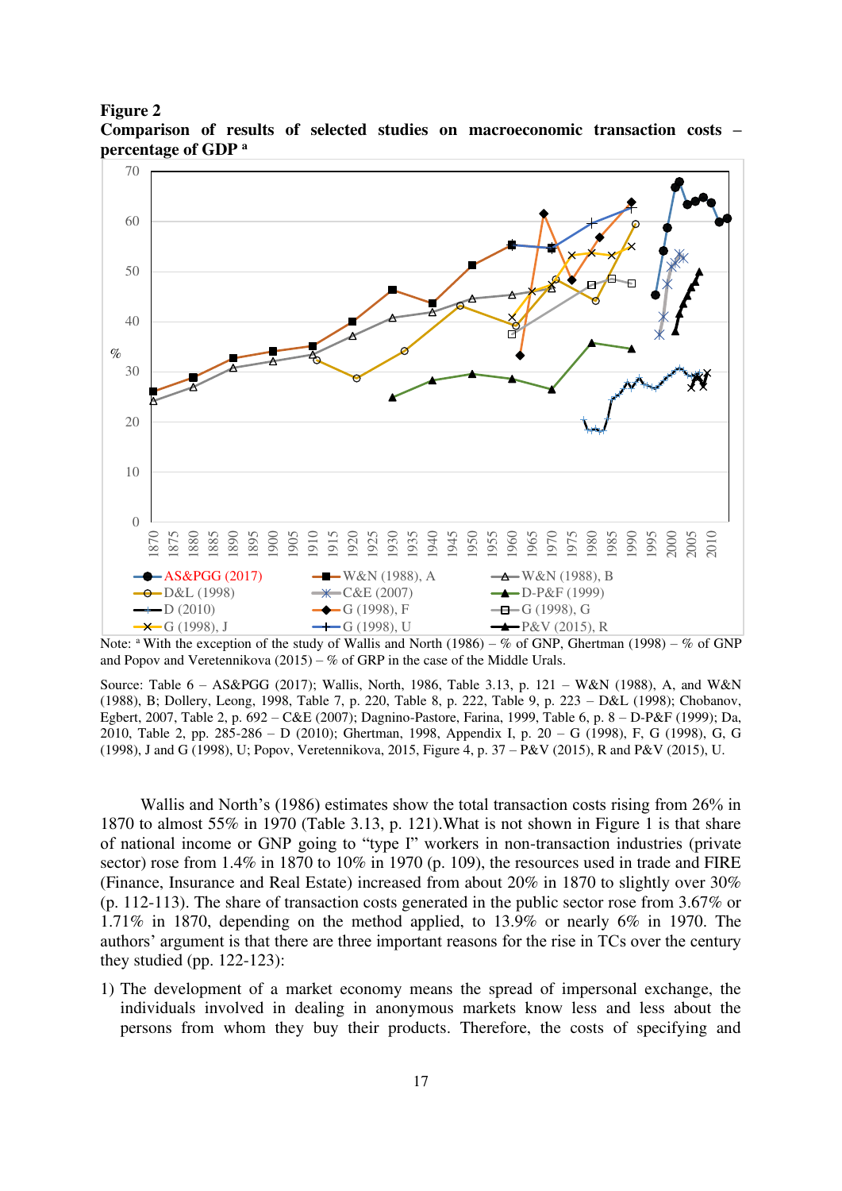**Figure 2**

**Comparison of results of selected studies on macroeconomic transaction costs – percentage of GDP [a]**

Note: [a] With the exception of the study of Wallis and North (1986) – % of GNP, Ghertman (1998) – % of GNP and Popov and Veretennikova (2015) – % of GRP in the case of the Middle Urals.

Source: Table 6 – AS&PGG (2017); Wallis, North, 1986, Table 3.13, p. 121 – W&N (1988), A, and W&N (1988), B; Dollery, Leong, 1998, Table 7, p. 220, Table 8, p. 222, Table 9, p. 223 – D&L (1998); Chobanov, Egbert, 2007, Table 2, p. 692 – C&E (2007); Dagnino-Pastore, Farina, 1999, Table 6, p. 8 – D-P&F (1999); Da, 2010, Table 2, pp. 285-286 – D (2010); Ghertman, 1998, Appendix I, p. 20 – G (1998), F, G (1998), G, G (1998), J and G (1998), U; Popov, Veretennikova, 2015, Figure 4, p. 37 – P&V (2015), R and P&V (2015), U.

Wallis and North's (1986) estimates show the total transaction costs rising from 26% in 1870 to almost 55% in 1970 (Table 3.13, p. 121).What is not shown in Figure 1 is that share of national income or GNP going to "type I" workers in non-transaction industries (private sector) rose from 1.4% in 1870 to 10% in 1970 (p. 109), the resources used in trade and FIRE (Finance, Insurance and Real Estate) increased from about 20% in 1870 to slightly over 30% (p. 112-113). The share of transaction costs generated in the public sector rose from 3.67% or 1.71% in 1870, depending on the method applied, to 13.9% or nearly 6% in 1970. The authors' argument is that there are three important reasons for the rise in TCs over the century they studied (pp. 122-123):

1) The development of a market economy means the spread of impersonal exchange, the individuals involved in dealing in anonymous markets know less and less about the persons from whom they buy their products. Therefore, the costs of specifying and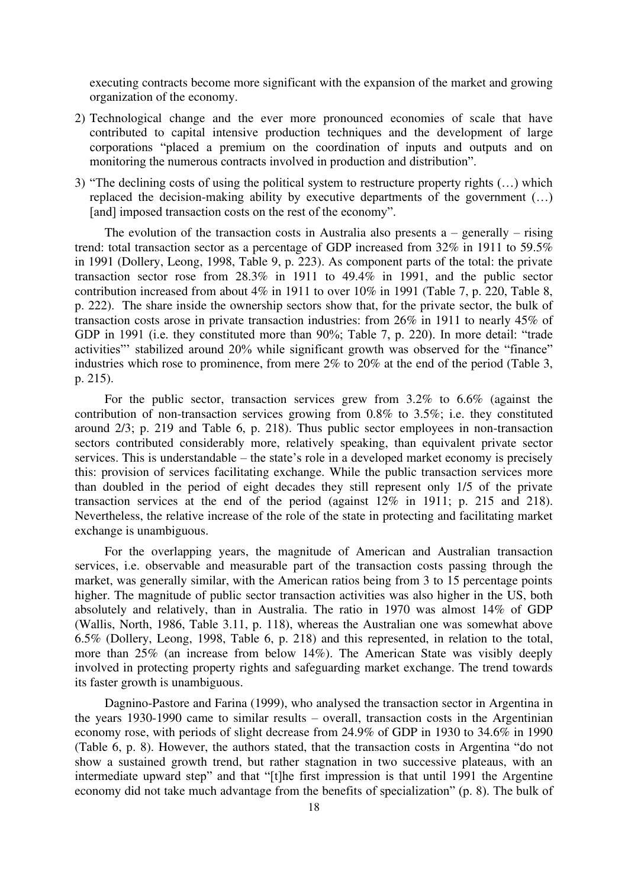executing contracts become more significant with the expansion of the market and growing organization of the economy.

2) Technological change and the ever more pronounced economies of scale that have contributed to capital intensive production techniques and the development of large corporations "placed a premium on the coordination of inputs and outputs and on monitoring the numerous contracts involved in production and distribution".

3) "The declining costs of using the political system to restructure property rights (…) which replaced the decision-making ability by executive departments of the government (…) [and] imposed transaction costs on the rest of the economy".

The evolution of the transaction costs in Australia also presents a – generally – rising trend: total transaction sector as a percentage of GDP increased from 32% in 1911 to 59.5% in 1991 (Dollery, Leong, 1998, Table 9, p. 223). As component parts of the total: the private transaction sector rose from 28.3% in 1911 to 49.4% in 1991, and the public sector contribution increased from about 4% in 1911 to over 10% in 1991 (Table 7, p. 220, Table 8, p. 222). The share inside the ownership sectors show that, for the private sector, the bulk of transaction costs arose in private transaction industries: from 26% in 1911 to nearly 45% of GDP in 1991 (i.e. they constituted more than 90%; Table 7, p. 220). In more detail: "trade activities"' stabilized around 20% while significant growth was observed for the "finance" industries which rose to prominence, from mere 2% to 20% at the end of the period (Table 3, p. 215).

For the public sector, transaction services grew from 3.2% to 6.6% (against the contribution of non-transaction services growing from 0.8% to 3.5%; i.e. they constituted around 2/3; p. 219 and Table 6, p. 218). Thus public sector employees in non-transaction sectors contributed considerably more, relatively speaking, than equivalent private sector services. This is understandable – the state's role in a developed market economy is precisely this: provision of services facilitating exchange. While the public transaction services more than doubled in the period of eight decades they still represent only 1/5 of the private transaction services at the end of the period (against 12% in 1911; p. 215 and 218). Nevertheless, the relative increase of the role of the state in protecting and facilitating market exchange is unambiguous.

For the overlapping years, the magnitude of American and Australian transaction services, i.e. observable and measurable part of the transaction costs passing through the market, was generally similar, with the American ratios being from 3 to 15 percentage points higher. The magnitude of public sector transaction activities was also higher in the US, both absolutely and relatively, than in Australia. The ratio in 1970 was almost 14% of GDP (Wallis, North, 1986, Table 3.11, p. 118), whereas the Australian one was somewhat above 6.5% (Dollery, Leong, 1998, Table 6, p. 218) and this represented, in relation to the total, more than 25% (an increase from below 14%). The American State was visibly deeply involved in protecting property rights and safeguarding market exchange. The trend towards its faster growth is unambiguous.

Dagnino-Pastore and Farina (1999), who analysed the transaction sector in Argentina in the years 1930-1990 came to similar results – overall, transaction costs in the Argentinian economy rose, with periods of slight decrease from 24.9% of GDP in 1930 to 34.6% in 1990 (Table 6, p. 8). However, the authors stated, that the transaction costs in Argentina "do not show a sustained growth trend, but rather stagnation in two successive plateaus, with an intermediate upward step" and that "[t]he first impression is that until 1991 the Argentine economy did not take much advantage from the benefits of specialization" (p. 8). The bulk of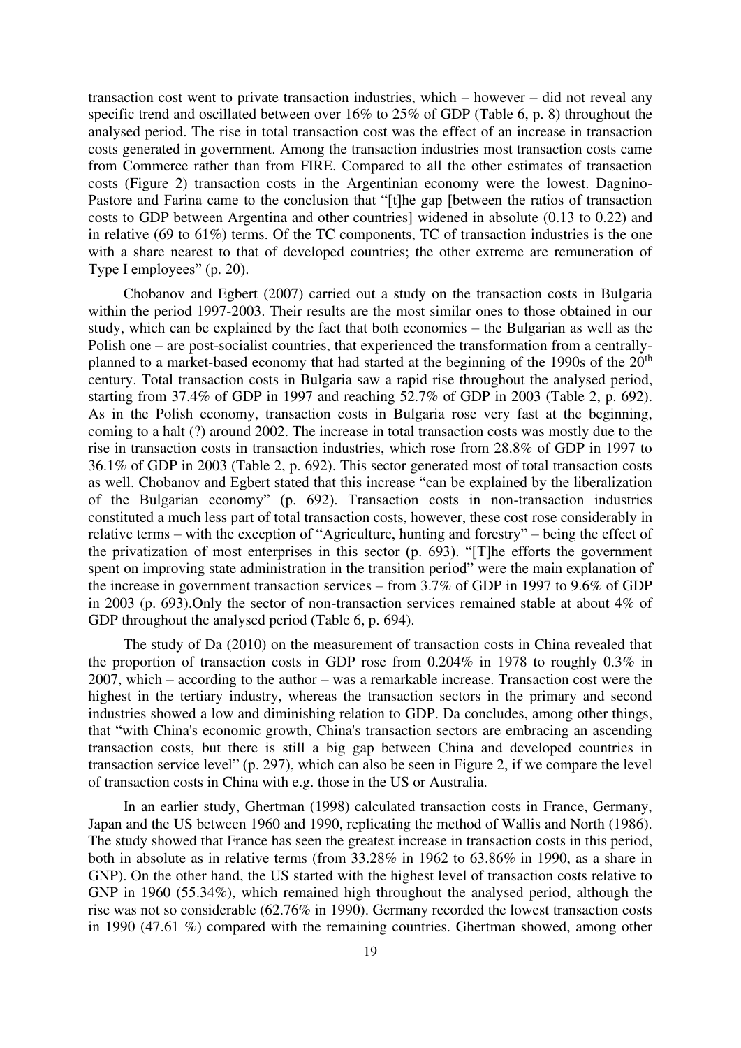transaction cost went to private transaction industries, which – however – did not reveal any specific trend and oscillated between over 16% to 25% of GDP (Table 6, p. 8) throughout the analysed period. The rise in total transaction cost was the effect of an increase in transaction costs generated in government. Among the transaction industries most transaction costs came from Commerce rather than from FIRE. Compared to all the other estimates of transaction costs (Figure 2) transaction costs in the Argentinian economy were the lowest. Dagnino-Pastore and Farina came to the conclusion that "[t]he gap [between the ratios of transaction costs to GDP between Argentina and other countries] widened in absolute (0.13 to 0.22) and in relative (69 to 61%) terms. Of the TC components, TC of transaction industries is the one with a share nearest to that of developed countries; the other extreme are remuneration of Type I employees" (p. 20).

Chobanov and Egbert (2007) carried out a study on the transaction costs in Bulgaria within the period 1997-2003. Their results are the most similar ones to those obtained in our study, which can be explained by the fact that both economies – the Bulgarian as well as the Polish one – are post-socialist countries, that experienced the transformation from a centrally-planned to a market-based economy that had started at the beginning of the 1990s of the 20th century. Total transaction costs in Bulgaria saw a rapid rise throughout the analysed period, starting from 37.4% of GDP in 1997 and reaching 52.7% of GDP in 2003 (Table 2, p. 692). As in the Polish economy, transaction costs in Bulgaria rose very fast at the beginning, coming to a halt (?) around 2002. The increase in total transaction costs was mostly due to the rise in transaction costs in transaction industries, which rose from 28.8% of GDP in 1997 to 36.1% of GDP in 2003 (Table 2, p. 692). This sector generated most of total transaction costs as well. Chobanov and Egbert stated that this increase "can be explained by the liberalization of the Bulgarian economy" (p. 692). Transaction costs in non-transaction industries constituted a much less part of total transaction costs, however, these cost rose considerably in relative terms – with the exception of "Agriculture, hunting and forestry" – being the effect of the privatization of most enterprises in this sector (p. 693). "[T]he efforts the government spent on improving state administration in the transition period" were the main explanation of the increase in government transaction services – from 3.7% of GDP in 1997 to 9.6% of GDP in 2003 (p. 693).Only the sector of non-transaction services remained stable at about 4% of GDP throughout the analysed period (Table 6, p. 694).

The study of Da (2010) on the measurement of transaction costs in China revealed that the proportion of transaction costs in GDP rose from 0.204% in 1978 to roughly 0.3% in 2007, which – according to the author – was a remarkable increase. Transaction cost were the highest in the tertiary industry, whereas the transaction sectors in the primary and second industries showed a low and diminishing relation to GDP. Da concludes, among other things, that "with China's economic growth, China's transaction sectors are embracing an ascending transaction costs, but there is still a big gap between China and developed countries in transaction service level" (p. 297), which can also be seen in Figure 2, if we compare the level of transaction costs in China with e.g. those in the US or Australia.

In an earlier study, Ghertman (1998) calculated transaction costs in France, Germany, Japan and the US between 1960 and 1990, replicating the method of Wallis and North (1986). The study showed that France has seen the greatest increase in transaction costs in this period, both in absolute as in relative terms (from 33.28% in 1962 to 63.86% in 1990, as a share in GNP). On the other hand, the US started with the highest level of transaction costs relative to GNP in 1960 (55.34%), which remained high throughout the analysed period, although the rise was not so considerable (62.76% in 1990). Germany recorded the lowest transaction costs in 1990 (47.61 %) compared with the remaining countries. Ghertman showed, among other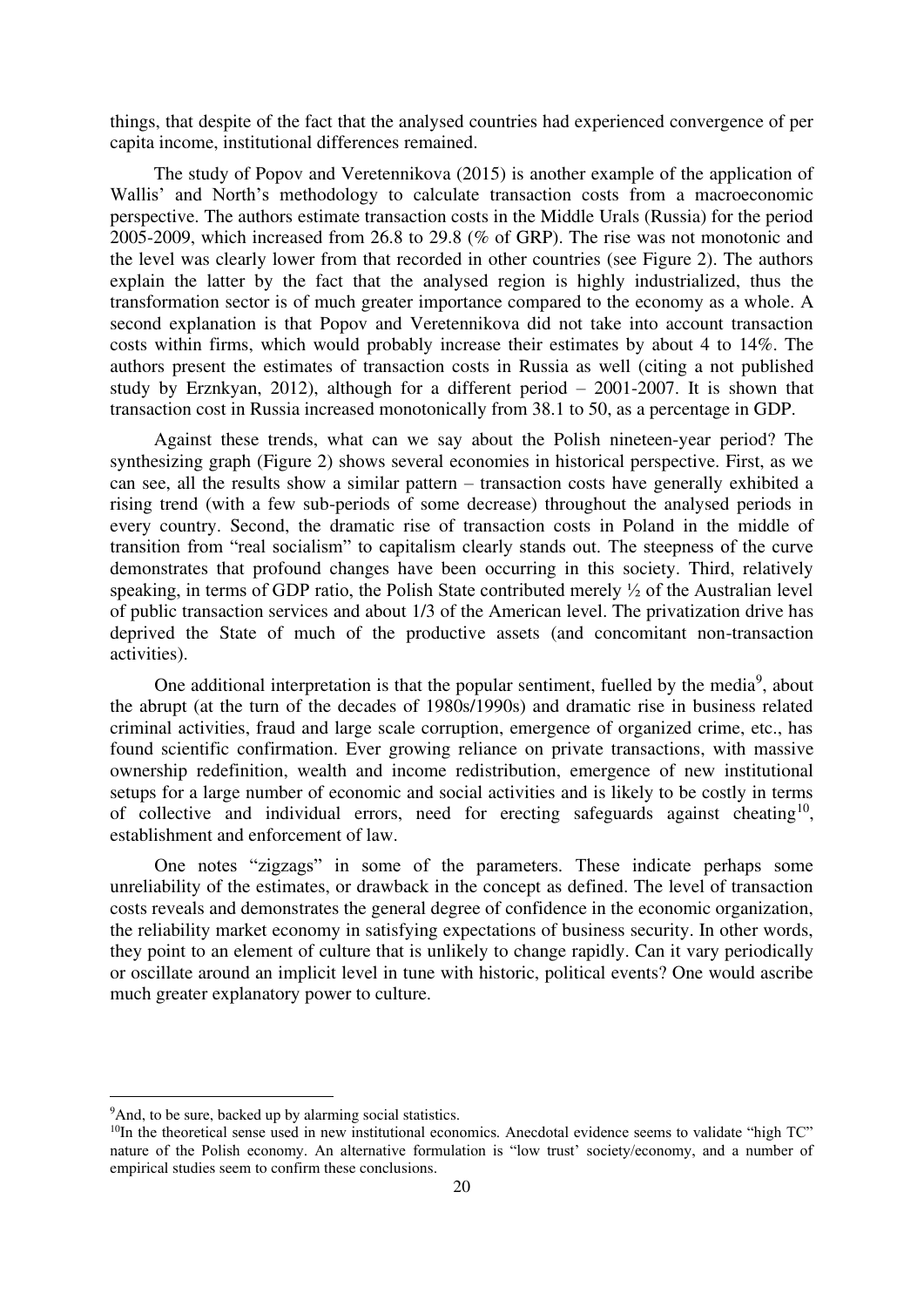things, that despite of the fact that the analysed countries had experienced convergence of per capita income, institutional differences remained.

The study of Popov and Veretennikova (2015) is another example of the application of Wallis' and North's methodology to calculate transaction costs from a macroeconomic perspective. The authors estimate transaction costs in the Middle Urals (Russia) for the period 2005-2009, which increased from 26.8 to 29.8 (% of GRP). The rise was not monotonic and the level was clearly lower from that recorded in other countries (see Figure 2). The authors explain the latter by the fact that the analysed region is highly industrialized, thus the transformation sector is of much greater importance compared to the economy as a whole. A second explanation is that Popov and Veretennikova did not take into account transaction costs within firms, which would probably increase their estimates by about 4 to 14%. The authors present the estimates of transaction costs in Russia as well (citing a not published study by Erznkyan, 2012), although for a different period – 2001-2007. It is shown that transaction cost in Russia increased monotonically from 38.1 to 50, as a percentage in GDP.

Against these trends, what can we say about the Polish nineteen-year period? The synthesizing graph (Figure 2) shows several economies in historical perspective. First, as we can see, all the results show a similar pattern – transaction costs have generally exhibited a rising trend (with a few sub-periods of some decrease) throughout the analysed periods in every country. Second, the dramatic rise of transaction costs in Poland in the middle of transition from "real socialism" to capitalism clearly stands out. The steepness of the curve demonstrates that profound changes have been occurring in this society. Third, relatively speaking, in terms of GDP ratio, the Polish State contributed merely ½ of the Australian level of public transaction services and about 1/3 of the American level. The privatization drive has deprived the State of much of the productive assets (and concomitant non-transaction activities).

One additional interpretation is that the popular sentiment, fuelled by the media[9], about the abrupt (at the turn of the decades of 1980s/1990s) and dramatic rise in business related criminal activities, fraud and large scale corruption, emergence of organized crime, etc., has found scientific confirmation. Ever growing reliance on private transactions, with massive ownership redefinition, wealth and income redistribution, emergence of new institutional setups for a large number of economic and social activities and is likely to be costly in terms of collective and individual errors, need for erecting safeguards against cheating[10], establishment and enforcement of law.

One notes "zigzags" in some of the parameters. These indicate perhaps some unreliability of the estimates, or drawback in the concept as defined. The level of transaction costs reveals and demonstrates the general degree of confidence in the economic organization, the reliability market economy in satisfying expectations of business security. In other words, they point to an element of culture that is unlikely to change rapidly. Can it vary periodically or oscillate around an implicit level in tune with historic, political events? One would ascribe much greater explanatory power to culture.

---

[9] And, to be sure, backed up by alarming social statistics.

[10] In the theoretical sense used in new institutional economics. Anecdotal evidence seems to validate "high TC" nature of the Polish economy. An alternative formulation is "low trust' society/economy, and a number of empirical studies seem to confirm these conclusions.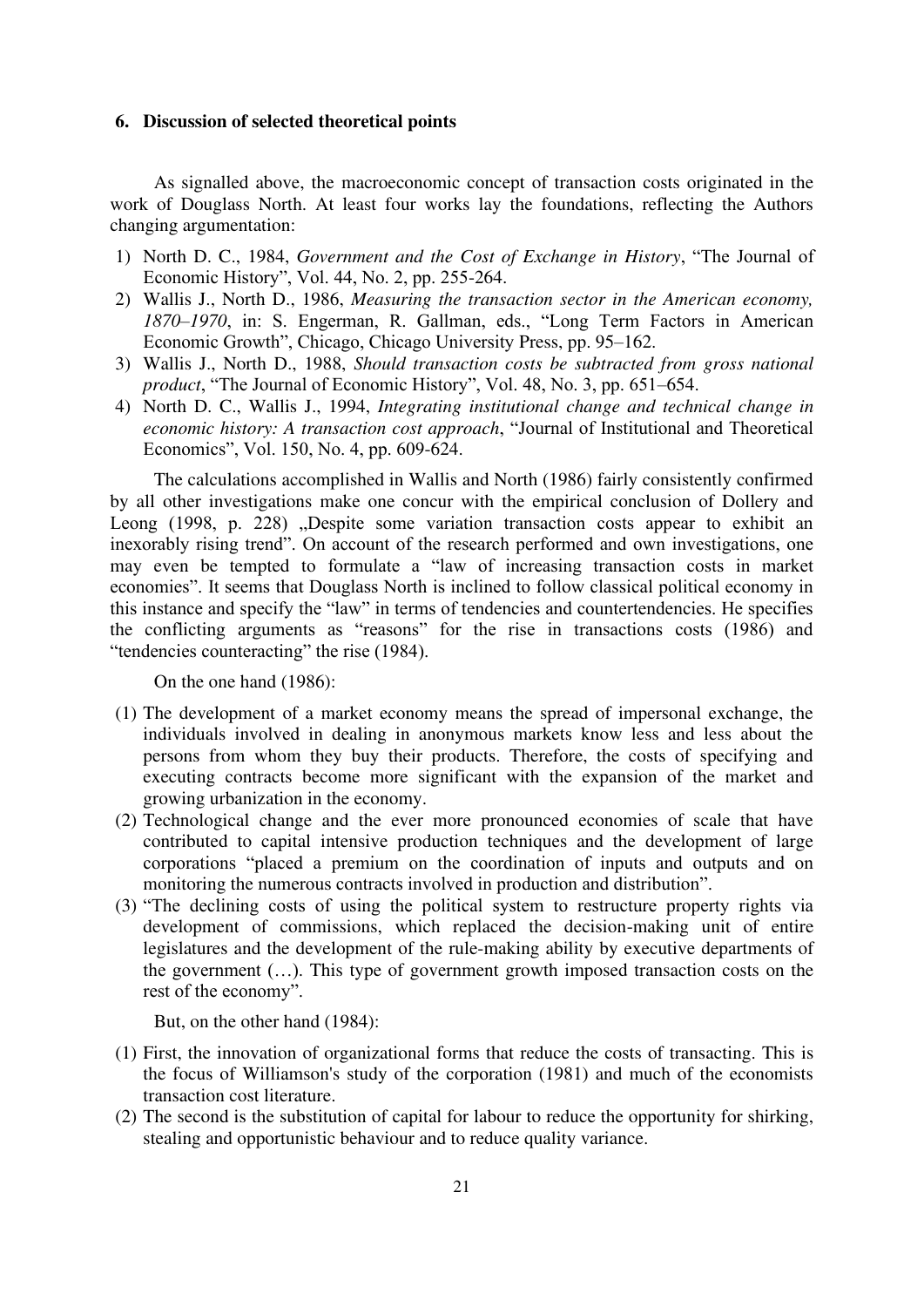### 6. Discussion of selected theoretical points

As signalled above, the macroeconomic concept of transaction costs originated in the work of Douglass North. At least four works lay the foundations, reflecting the Authors changing argumentation:

1) North D. C., 1984, *Government and the Cost of Exchange in History*, "The Journal of Economic History", Vol. 44, No. 2, pp. 255-264.
2) Wallis J., North D., 1986, *Measuring the transaction sector in the American economy, 1870–1970*, in: S. Engerman, R. Gallman, eds., "Long Term Factors in American Economic Growth", Chicago, Chicago University Press, pp. 95–162.
3) Wallis J., North D., 1988, *Should transaction costs be subtracted from gross national product*, "The Journal of Economic History", Vol. 48, No. 3, pp. 651–654.
4) North D. C., Wallis J., 1994, *Integrating institutional change and technical change in economic history: A transaction cost approach*, "Journal of Institutional and Theoretical Economics", Vol. 150, No. 4, pp. 609-624.

The calculations accomplished in Wallis and North (1986) fairly consistently confirmed by all other investigations make one concur with the empirical conclusion of Dollery and Leong (1998, p. 228) „Despite some variation transaction costs appear to exhibit an inexorably rising trend". On account of the research performed and own investigations, one may even be tempted to formulate a "law of increasing transaction costs in market economies". It seems that Douglass North is inclined to follow classical political economy in this instance and specify the "law" in terms of tendencies and countertendencies. He specifies the conflicting arguments as "reasons" for the rise in transactions costs (1986) and "tendencies counteracting" the rise (1984).

On the one hand (1986):

(1) The development of a market economy means the spread of impersonal exchange, the individuals involved in dealing in anonymous markets know less and less about the persons from whom they buy their products. Therefore, the costs of specifying and executing contracts become more significant with the expansion of the market and growing urbanization in the economy.
(2) Technological change and the ever more pronounced economies of scale that have contributed to capital intensive production techniques and the development of large corporations "placed a premium on the coordination of inputs and outputs and on monitoring the numerous contracts involved in production and distribution".
(3) "The declining costs of using the political system to restructure property rights via development of commissions, which replaced the decision-making unit of entire legislatures and the development of the rule-making ability by executive departments of the government (…). This type of government growth imposed transaction costs on the rest of the economy".

But, on the other hand (1984):

(1) First, the innovation of organizational forms that reduce the costs of transacting. This is the focus of Williamson's study of the corporation (1981) and much of the economists transaction cost literature.
(2) The second is the substitution of capital for labour to reduce the opportunity for shirking, stealing and opportunistic behaviour and to reduce quality variance.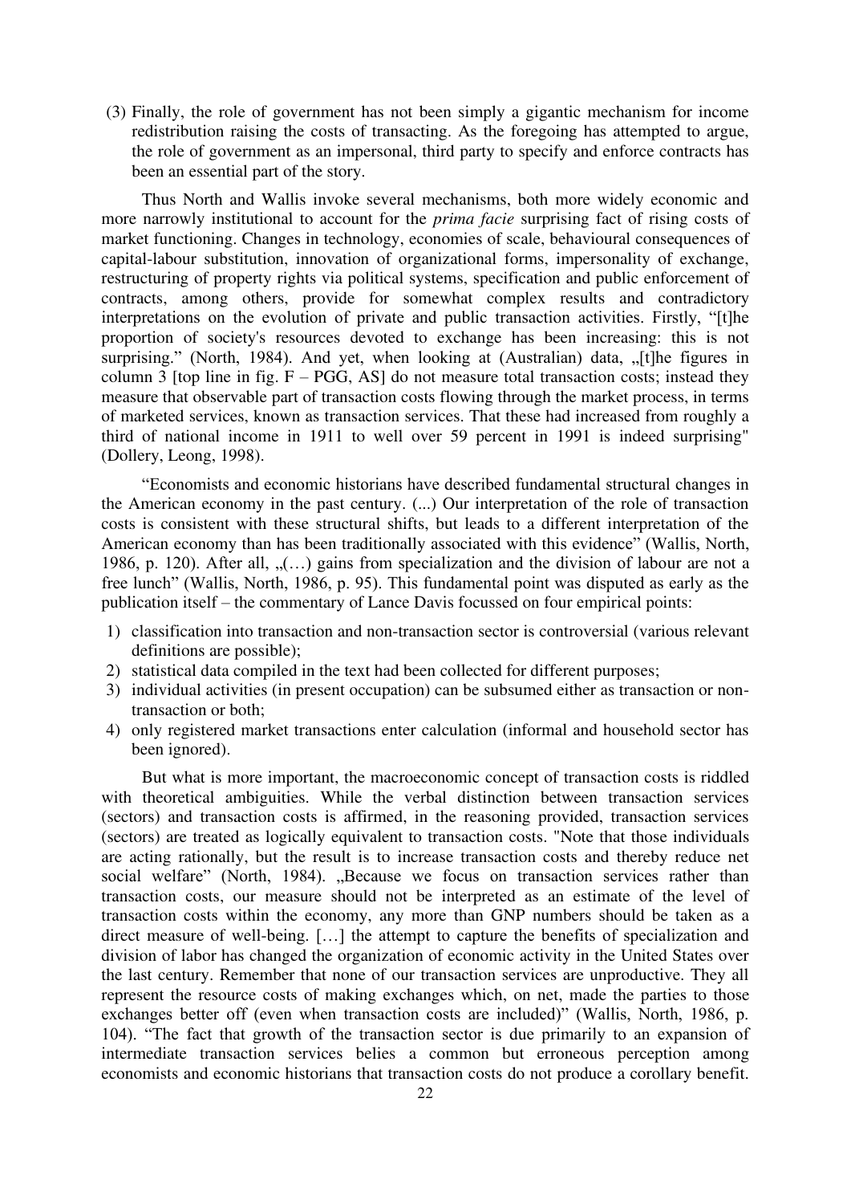(3) Finally, the role of government has not been simply a gigantic mechanism for income redistribution raising the costs of transacting. As the foregoing has attempted to argue, the role of government as an impersonal, third party to specify and enforce contracts has been an essential part of the story.

Thus North and Wallis invoke several mechanisms, both more widely economic and more narrowly institutional to account for the *prima facie* surprising fact of rising costs of market functioning. Changes in technology, economies of scale, behavioural consequences of capital-labour substitution, innovation of organizational forms, impersonality of exchange, restructuring of property rights via political systems, specification and public enforcement of contracts, among others, provide for somewhat complex results and contradictory interpretations on the evolution of private and public transaction activities. Firstly, "[t]he proportion of society's resources devoted to exchange has been increasing: this is not surprising." (North, 1984). And yet, when looking at (Australian) data, „[t]he figures in column 3 [top line in fig. F – PGG, AS] do not measure total transaction costs; instead they measure that observable part of transaction costs flowing through the market process, in terms of marketed services, known as transaction services. That these had increased from roughly a third of national income in 1911 to well over 59 percent in 1991 is indeed surprising" (Dollery, Leong, 1998).

"Economists and economic historians have described fundamental structural changes in the American economy in the past century. (...) Our interpretation of the role of transaction costs is consistent with these structural shifts, but leads to a different interpretation of the American economy than has been traditionally associated with this evidence" (Wallis, North, 1986, p. 120). After all, „(…) gains from specialization and the division of labour are not a free lunch" (Wallis, North, 1986, p. 95). This fundamental point was disputed as early as the publication itself – the commentary of Lance Davis focussed on four empirical points:

1) classification into transaction and non-transaction sector is controversial (various relevant definitions are possible);
2) statistical data compiled in the text had been collected for different purposes;
3) individual activities (in present occupation) can be subsumed either as transaction or non-transaction or both;
4) only registered market transactions enter calculation (informal and household sector has been ignored).

But what is more important, the macroeconomic concept of transaction costs is riddled with theoretical ambiguities. While the verbal distinction between transaction services (sectors) and transaction costs is affirmed, in the reasoning provided, transaction services (sectors) are treated as logically equivalent to transaction costs. "Note that those individuals are acting rationally, but the result is to increase transaction costs and thereby reduce net social welfare" (North, 1984). „Because we focus on transaction services rather than transaction costs, our measure should not be interpreted as an estimate of the level of transaction costs within the economy, any more than GNP numbers should be taken as a direct measure of well-being. […] the attempt to capture the benefits of specialization and division of labor has changed the organization of economic activity in the United States over the last century. Remember that none of our transaction services are unproductive. They all represent the resource costs of making exchanges which, on net, made the parties to those exchanges better off (even when transaction costs are included)" (Wallis, North, 1986, p. 104). "The fact that growth of the transaction sector is due primarily to an expansion of intermediate transaction services belies a common but erroneous perception among economists and economic historians that transaction costs do not produce a corollary benefit.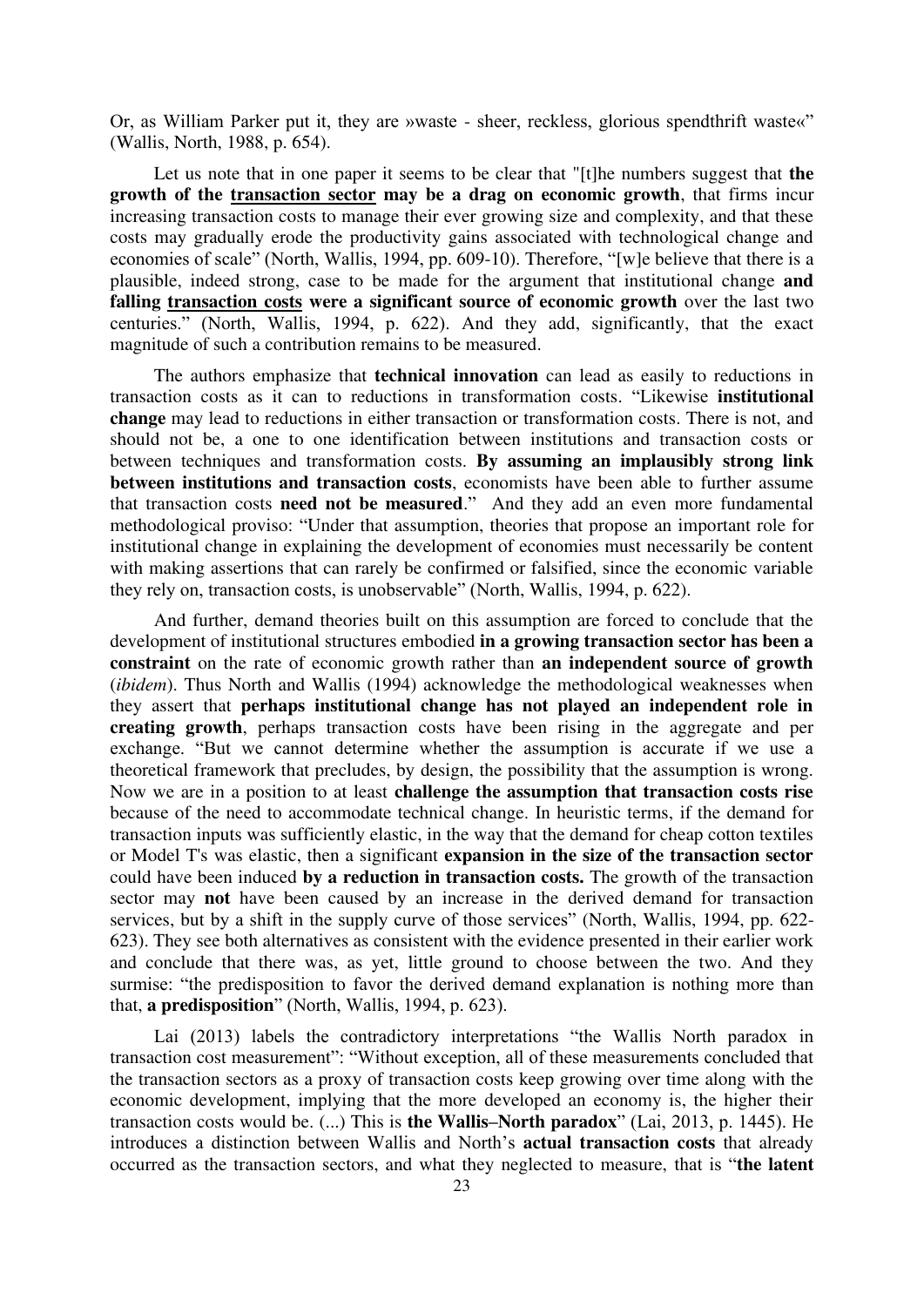Or, as William Parker put it, they are »waste - sheer, reckless, glorious spendthrift waste«" (Wallis, North, 1988, p. 654).

Let us note that in one paper it seems to be clear that "[t]he numbers suggest that **the growth of the <u>transaction sector</u> may be a drag on economic growth**, that firms incur increasing transaction costs to manage their ever growing size and complexity, and that these costs may gradually erode the productivity gains associated with technological change and economies of scale" (North, Wallis, 1994, pp. 609-10). Therefore, "[w]e believe that there is a plausible, indeed strong, case to be made for the argument that institutional change **and falling <u>transaction costs</u> were a significant source of economic growth** over the last two centuries." (North, Wallis, 1994, p. 622). And they add, significantly, that the exact magnitude of such a contribution remains to be measured.

The authors emphasize that **technical innovation** can lead as easily to reductions in transaction costs as it can to reductions in transformation costs. "Likewise **institutional change** may lead to reductions in either transaction or transformation costs. There is not, and should not be, a one to one identification between institutions and transaction costs or between techniques and transformation costs. **By assuming an implausibly strong link between institutions and transaction costs**, economists have been able to further assume that transaction costs **need not be measured**." And they add an even more fundamental methodological proviso: "Under that assumption, theories that propose an important role for institutional change in explaining the development of economies must necessarily be content with making assertions that can rarely be confirmed or falsified, since the economic variable they rely on, transaction costs, is unobservable" (North, Wallis, 1994, p. 622).

And further, demand theories built on this assumption are forced to conclude that the development of institutional structures embodied **in a growing transaction sector has been a constraint** on the rate of economic growth rather than **an independent source of growth** (*ibidem*). Thus North and Wallis (1994) acknowledge the methodological weaknesses when they assert that **perhaps institutional change has not played an independent role in creating growth**, perhaps transaction costs have been rising in the aggregate and per exchange. "But we cannot determine whether the assumption is accurate if we use a theoretical framework that precludes, by design, the possibility that the assumption is wrong. Now we are in a position to at least **challenge the assumption that transaction costs rise** because of the need to accommodate technical change. In heuristic terms, if the demand for transaction inputs was sufficiently elastic, in the way that the demand for cheap cotton textiles or Model T's was elastic, then a significant **expansion in the size of the transaction sector** could have been induced **by a reduction in transaction costs.** The growth of the transaction sector may **not** have been caused by an increase in the derived demand for transaction services, but by a shift in the supply curve of those services" (North, Wallis, 1994, pp. 622-623). They see both alternatives as consistent with the evidence presented in their earlier work and conclude that there was, as yet, little ground to choose between the two. And they surmise: "the predisposition to favor the derived demand explanation is nothing more than that, **a predisposition**" (North, Wallis, 1994, p. 623).

Lai (2013) labels the contradictory interpretations "the Wallis North paradox in transaction cost measurement": "Without exception, all of these measurements concluded that the transaction sectors as a proxy of transaction costs keep growing over time along with the economic development, implying that the more developed an economy is, the higher their transaction costs would be. (...) This is **the Wallis–North paradox**" (Lai, 2013, p. 1445). He introduces a distinction between Wallis and North's **actual transaction costs** that already occurred as the transaction sectors, and what they neglected to measure, that is "**the latent**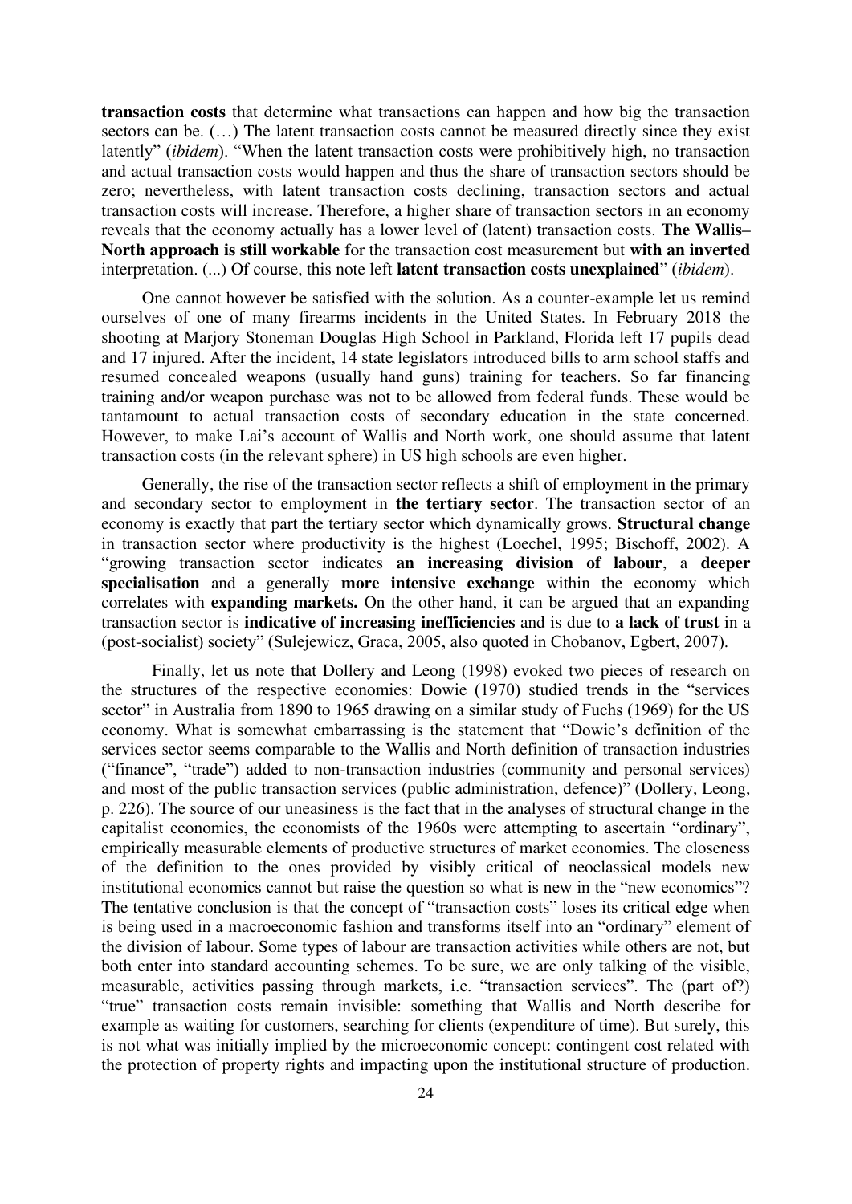**transaction costs** that determine what transactions can happen and how big the transaction sectors can be. (…) The latent transaction costs cannot be measured directly since they exist latently" (*ibidem*). "When the latent transaction costs were prohibitively high, no transaction and actual transaction costs would happen and thus the share of transaction sectors should be zero; nevertheless, with latent transaction costs declining, transaction sectors and actual transaction costs will increase. Therefore, a higher share of transaction sectors in an economy reveals that the economy actually has a lower level of (latent) transaction costs. **The Wallis–North approach is still workable** for the transaction cost measurement but **with an inverted** interpretation. (...) Of course, this note left **latent transaction costs unexplained**" (*ibidem*).

One cannot however be satisfied with the solution. As a counter-example let us remind ourselves of one of many firearms incidents in the United States. In February 2018 the shooting at Marjory Stoneman Douglas High School in Parkland, Florida left 17 pupils dead and 17 injured. After the incident, 14 state legislators introduced bills to arm school staffs and resumed concealed weapons (usually hand guns) training for teachers. So far financing training and/or weapon purchase was not to be allowed from federal funds. These would be tantamount to actual transaction costs of secondary education in the state concerned. However, to make Lai's account of Wallis and North work, one should assume that latent transaction costs (in the relevant sphere) in US high schools are even higher.

Generally, the rise of the transaction sector reflects a shift of employment in the primary and secondary sector to employment in **the tertiary sector**. The transaction sector of an economy is exactly that part the tertiary sector which dynamically grows. **Structural change** in transaction sector where productivity is the highest (Loechel, 1995; Bischoff, 2002). A "growing transaction sector indicates **an increasing division of labour**, a **deeper specialisation** and a generally **more intensive exchange** within the economy which correlates with **expanding markets.** On the other hand, it can be argued that an expanding transaction sector is **indicative of increasing inefficiencies** and is due to **a lack of trust** in a (post-socialist) society" (Sulejewicz, Graca, 2005, also quoted in Chobanov, Egbert, 2007).

Finally, let us note that Dollery and Leong (1998) evoked two pieces of research on the structures of the respective economies: Dowie (1970) studied trends in the "services sector" in Australia from 1890 to 1965 drawing on a similar study of Fuchs (1969) for the US economy. What is somewhat embarrassing is the statement that "Dowie's definition of the services sector seems comparable to the Wallis and North definition of transaction industries ("finance", "trade") added to non-transaction industries (community and personal services) and most of the public transaction services (public administration, defence)" (Dollery, Leong, p. 226). The source of our uneasiness is the fact that in the analyses of structural change in the capitalist economies, the economists of the 1960s were attempting to ascertain "ordinary", empirically measurable elements of productive structures of market economies. The closeness of the definition to the ones provided by visibly critical of neoclassical models new institutional economics cannot but raise the question so what is new in the "new economics"? The tentative conclusion is that the concept of "transaction costs" loses its critical edge when is being used in a macroeconomic fashion and transforms itself into an "ordinary" element of the division of labour. Some types of labour are transaction activities while others are not, but both enter into standard accounting schemes. To be sure, we are only talking of the visible, measurable, activities passing through markets, i.e. "transaction services". The (part of?) "true" transaction costs remain invisible: something that Wallis and North describe for example as waiting for customers, searching for clients (expenditure of time). But surely, this is not what was initially implied by the microeconomic concept: contingent cost related with the protection of property rights and impacting upon the institutional structure of production.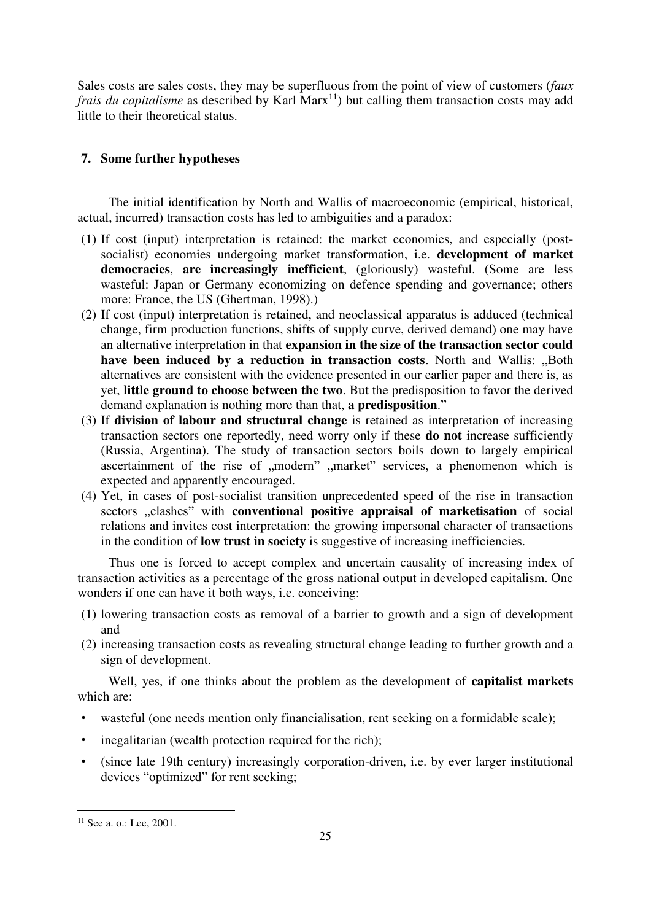Sales costs are sales costs, they may be superfluous from the point of view of customers (*faux frais du capitalisme* as described by Karl Marx[11]) but calling them transaction costs may add little to their theoretical status.

## 7. Some further hypotheses

The initial identification by North and Wallis of macroeconomic (empirical, historical, actual, incurred) transaction costs has led to ambiguities and a paradox:

(1) If cost (input) interpretation is retained: the market economies, and especially (post-socialist) economies undergoing market transformation, i.e. **development of market democracies**, **are increasingly inefficient**, (gloriously) wasteful. (Some are less wasteful: Japan or Germany economizing on defence spending and governance; others more: France, the US (Ghertman, 1998).)

(2) If cost (input) interpretation is retained, and neoclassical apparatus is adduced (technical change, firm production functions, shifts of supply curve, derived demand) one may have an alternative interpretation in that **expansion in the size of the transaction sector could have been induced by a reduction in transaction costs**. North and Wallis: „Both alternatives are consistent with the evidence presented in our earlier paper and there is, as yet, **little ground to choose between the two**. But the predisposition to favor the derived demand explanation is nothing more than that, **a predisposition**."

(3) If **division of labour and structural change** is retained as interpretation of increasing transaction sectors one reportedly, need worry only if these **do not** increase sufficiently (Russia, Argentina). The study of transaction sectors boils down to largely empirical ascertainment of the rise of „modern" „market" services, a phenomenon which is expected and apparently encouraged.

(4) Yet, in cases of post-socialist transition unprecedented speed of the rise in transaction sectors „clashes" with **conventional positive appraisal of marketisation** of social relations and invites cost interpretation: the growing impersonal character of transactions in the condition of **low trust in society** is suggestive of increasing inefficiencies.

Thus one is forced to accept complex and uncertain causality of increasing index of transaction activities as a percentage of the gross national output in developed capitalism. One wonders if one can have it both ways, i.e. conceiving:

(1) lowering transaction costs as removal of a barrier to growth and a sign of development and

(2) increasing transaction costs as revealing structural change leading to further growth and a sign of development.

Well, yes, if one thinks about the problem as the development of **capitalist markets** which are:

- wasteful (one needs mention only financialisation, rent seeking on a formidable scale);
- inegalitarian (wealth protection required for the rich);
- (since late 19th century) increasingly corporation-driven, i.e. by ever larger institutional devices "optimized" for rent seeking;

[11] See a. o.: Lee, 2001.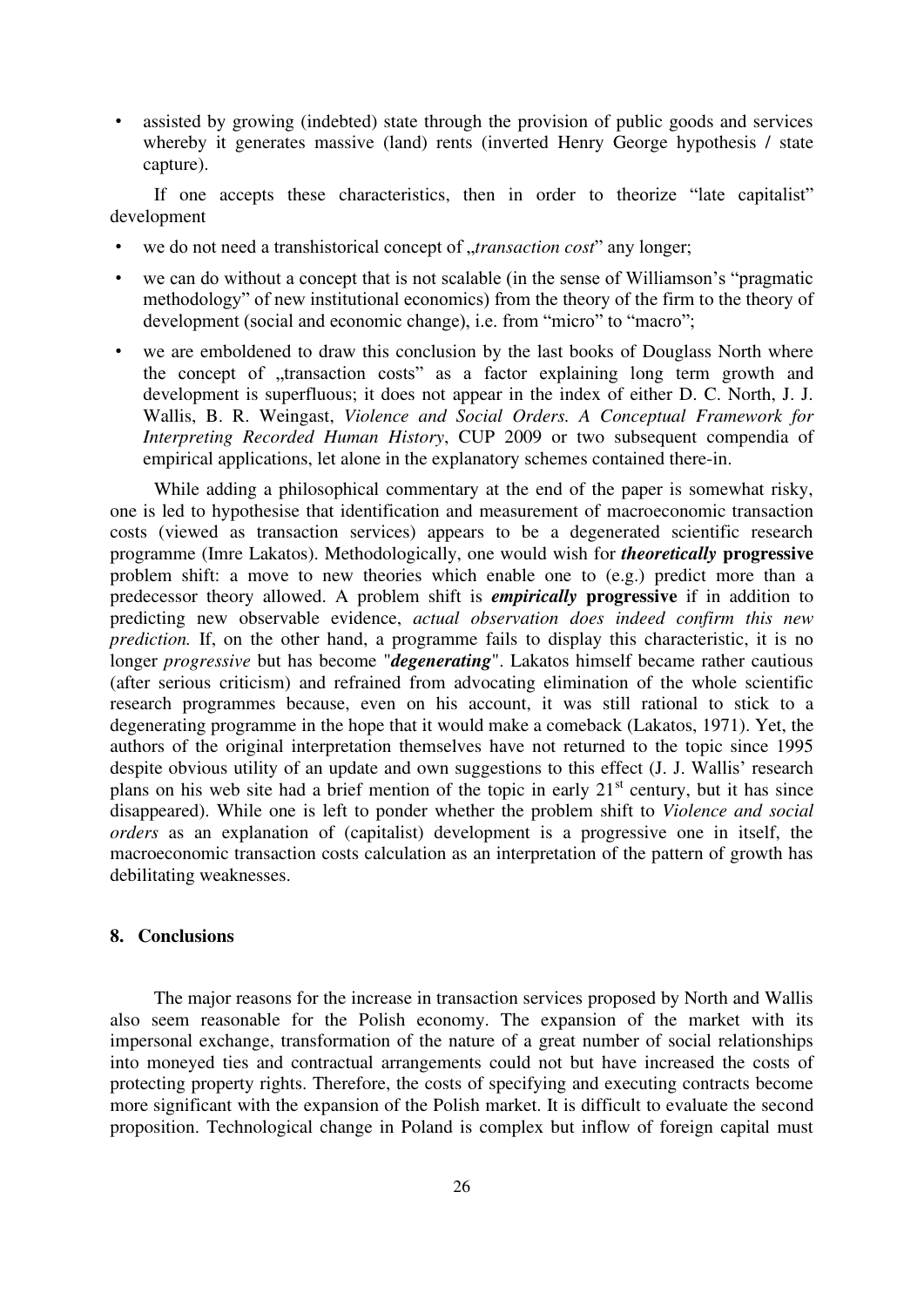- assisted by growing (indebted) state through the provision of public goods and services whereby it generates massive (land) rents (inverted Henry George hypothesis / state capture).

If one accepts these characteristics, then in order to theorize "late capitalist" development

- we do not need a transhistorical concept of „*transaction cost*" any longer;
- we can do without a concept that is not scalable (in the sense of Williamson's "pragmatic methodology" of new institutional economics) from the theory of the firm to the theory of development (social and economic change), i.e. from "micro" to "macro";
- we are emboldened to draw this conclusion by the last books of Douglass North where the concept of „transaction costs" as a factor explaining long term growth and development is superfluous; it does not appear in the index of either D. C. North, J. J. Wallis, B. R. Weingast, *Violence and Social Orders. A Conceptual Framework for Interpreting Recorded Human History*, CUP 2009 or two subsequent compendia of empirical applications, let alone in the explanatory schemes contained there-in.

While adding a philosophical commentary at the end of the paper is somewhat risky, one is led to hypothesise that identification and measurement of macroeconomic transaction costs (viewed as transaction services) appears to be a degenerated scientific research programme (Imre Lakatos). Methodologically, one would wish for ***theoretically* progressive** problem shift: a move to new theories which enable one to (e.g.) predict more than a predecessor theory allowed. A problem shift is ***empirically* progressive** if in addition to predicting new observable evidence, *actual observation does indeed confirm this new prediction.* If, on the other hand, a programme fails to display this characteristic, it is no longer *progressive* but has become "***degenerating***". Lakatos himself became rather cautious (after serious criticism) and refrained from advocating elimination of the whole scientific research programmes because, even on his account, it was still rational to stick to a degenerating programme in the hope that it would make a comeback (Lakatos, 1971). Yet, the authors of the original interpretation themselves have not returned to the topic since 1995 despite obvious utility of an update and own suggestions to this effect (J. J. Wallis' research plans on his web site had a brief mention of the topic in early 21st century, but it has since disappeared). While one is left to ponder whether the problem shift to *Violence and social orders* as an explanation of (capitalist) development is a progressive one in itself, the macroeconomic transaction costs calculation as an interpretation of the pattern of growth has debilitating weaknesses.

## 8. Conclusions

The major reasons for the increase in transaction services proposed by North and Wallis also seem reasonable for the Polish economy. The expansion of the market with its impersonal exchange, transformation of the nature of a great number of social relationships into moneyed ties and contractual arrangements could not but have increased the costs of protecting property rights. Therefore, the costs of specifying and executing contracts become more significant with the expansion of the Polish market. It is difficult to evaluate the second proposition. Technological change in Poland is complex but inflow of foreign capital must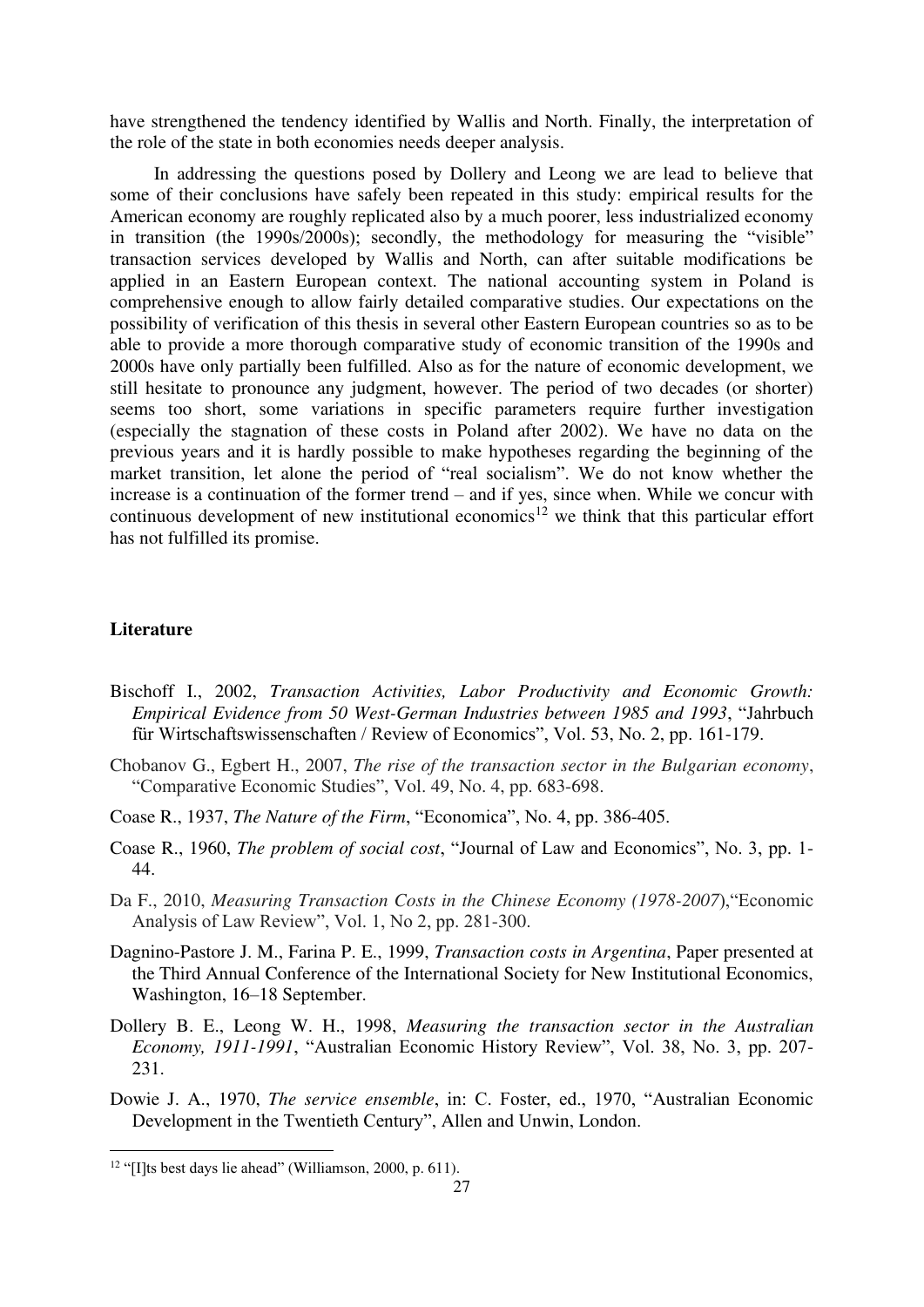have strengthened the tendency identified by Wallis and North. Finally, the interpretation of the role of the state in both economies needs deeper analysis.

In addressing the questions posed by Dollery and Leong we are lead to believe that some of their conclusions have safely been repeated in this study: empirical results for the American economy are roughly replicated also by a much poorer, less industrialized economy in transition (the 1990s/2000s); secondly, the methodology for measuring the "visible" transaction services developed by Wallis and North, can after suitable modifications be applied in an Eastern European context. The national accounting system in Poland is comprehensive enough to allow fairly detailed comparative studies. Our expectations on the possibility of verification of this thesis in several other Eastern European countries so as to be able to provide a more thorough comparative study of economic transition of the 1990s and 2000s have only partially been fulfilled. Also as for the nature of economic development, we still hesitate to pronounce any judgment, however. The period of two decades (or shorter) seems too short, some variations in specific parameters require further investigation (especially the stagnation of these costs in Poland after 2002). We have no data on the previous years and it is hardly possible to make hypotheses regarding the beginning of the market transition, let alone the period of "real socialism". We do not know whether the increase is a continuation of the former trend – and if yes, since when. While we concur with continuous development of new institutional economics[12] we think that this particular effort has not fulfilled its promise.

**Literature**

Bischoff I., 2002, *Transaction Activities, Labor Productivity and Economic Growth: Empirical Evidence from 50 West-German Industries between 1985 and 1993*, "Jahrbuch für Wirtschaftswissenschaften / Review of Economics", Vol. 53, No. 2, pp. 161-179.

Chobanov G., Egbert H., 2007, *The rise of the transaction sector in the Bulgarian economy*, "Comparative Economic Studies", Vol. 49, No. 4, pp. 683-698.

Coase R., 1937, *The Nature of the Firm*, "Economica", No. 4, pp. 386-405.

Coase R., 1960, *The problem of social cost*, "Journal of Law and Economics", No. 3, pp. 1-44.

Da F., 2010, *Measuring Transaction Costs in the Chinese Economy (1978-2007)*,"Economic Analysis of Law Review", Vol. 1, No 2, pp. 281-300.

Dagnino-Pastore J. M., Farina P. E., 1999, *Transaction costs in Argentina*, Paper presented at the Third Annual Conference of the International Society for New Institutional Economics, Washington, 16–18 September.

Dollery B. E., Leong W. H., 1998, *Measuring the transaction sector in the Australian Economy, 1911-1991*, "Australian Economic History Review", Vol. 38, No. 3, pp. 207-231.

Dowie J. A., 1970, *The service ensemble*, in: C. Foster, ed., 1970, "Australian Economic Development in the Twentieth Century", Allen and Unwin, London.

[12] "[I]ts best days lie ahead" (Williamson, 2000, p. 611).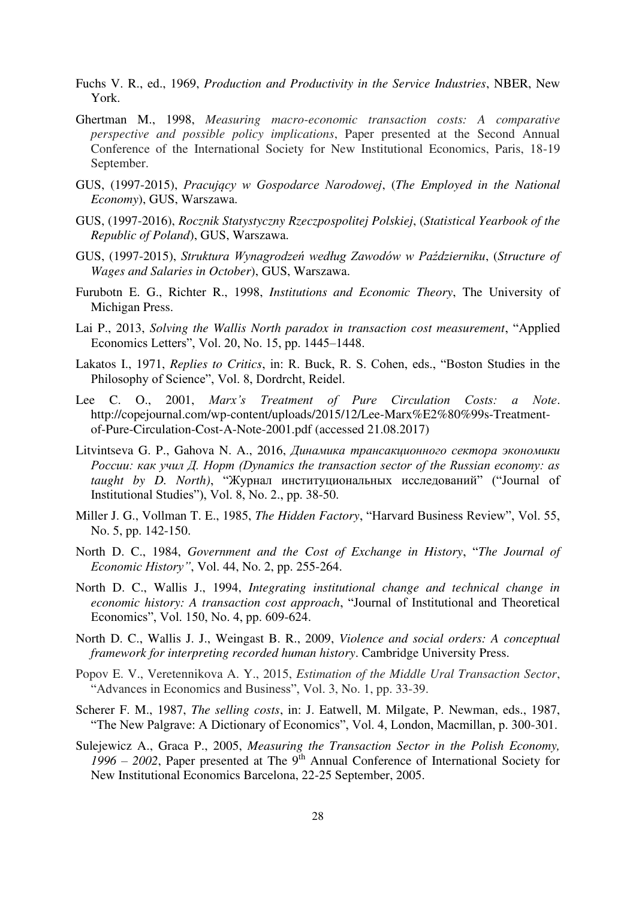Fuchs V. R., ed., 1969, *Production and Productivity in the Service Industries*, NBER, New York.

Ghertman M., 1998, *Measuring macro-economic transaction costs: A comparative perspective and possible policy implications*, Paper presented at the Second Annual Conference of the International Society for New Institutional Economics, Paris, 18-19 September.

GUS, (1997-2015), *Pracujący w Gospodarce Narodowej*, (*The Employed in the National Economy*), GUS, Warszawa.

GUS, (1997-2016), *Rocznik Statystyczny Rzeczpospolitej Polskiej*, (*Statistical Yearbook of the Republic of Poland*), GUS, Warszawa.

GUS, (1997-2015), *Struktura Wynagrodzeń według Zawodów w Październiku*, (*Structure of Wages and Salaries in October*), GUS, Warszawa.

Furubotn E. G., Richter R., 1998, *Institutions and Economic Theory*, The University of Michigan Press.

Lai P., 2013, *Solving the Wallis North paradox in transaction cost measurement*, "Applied Economics Letters", Vol. 20, No. 15, pp. 1445–1448.

Lakatos I., 1971, *Replies to Critics*, in: R. Buck, R. S. Cohen, eds., "Boston Studies in the Philosophy of Science", Vol. 8, Dordrcht, Reidel.

Lee C. O., 2001, *Marx's Treatment of Pure Circulation Costs: a Note*. http://copejournal.com/wp-content/uploads/2015/12/Lee-Marx%E2%80%99s-Treatment-of-Pure-Circulation-Cost-A-Note-2001.pdf (accessed 21.08.2017)

Litvintseva G. P., Gahova N. A., 2016, *Динамика трансакционного сектора экономики России: как учил Д. Норт (Dynamics the transaction sector of the Russian economy: as taught by D. North)*, "Журнал институциональных исследований" ("Journal of Institutional Studies"), Vol. 8, No. 2., pp. 38-50.

Miller J. G., Vollman T. E., 1985, *The Hidden Factory*, "Harvard Business Review", Vol. 55, No. 5, pp. 142-150.

North D. C., 1984, *Government and the Cost of Exchange in History*, "*The Journal of Economic History"*, Vol. 44, No. 2, pp. 255-264.

North D. C., Wallis J., 1994, *Integrating institutional change and technical change in economic history: A transaction cost approach*, "Journal of Institutional and Theoretical Economics", Vol. 150, No. 4, pp. 609-624.

North D. C., Wallis J. J., Weingast B. R., 2009, *Violence and social orders: A conceptual framework for interpreting recorded human history*. Cambridge University Press.

Popov E. V., Veretennikova A. Y., 2015, *Estimation of the Middle Ural Transaction Sector*, "Advances in Economics and Business", Vol. 3, No. 1, pp. 33-39.

Scherer F. M., 1987, *The selling costs*, in: J. Eatwell, M. Milgate, P. Newman, eds., 1987, "The New Palgrave: A Dictionary of Economics", Vol. 4, London, Macmillan, p. 300-301.

Sulejewicz A., Graca P., 2005, *Measuring the Transaction Sector in the Polish Economy, 1996 – 2002*, Paper presented at The 9th Annual Conference of International Society for New Institutional Economics Barcelona, 22-25 September, 2005.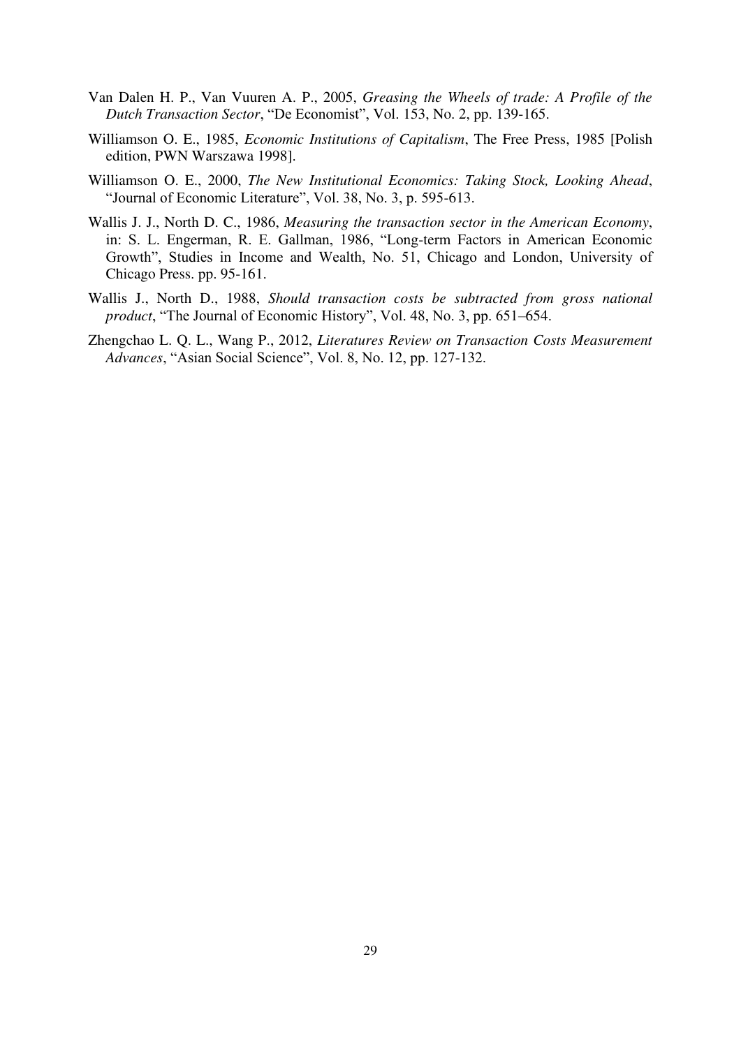Van Dalen H. P., Van Vuuren A. P., 2005, *Greasing the Wheels of trade: A Profile of the Dutch Transaction Sector*, "De Economist", Vol. 153, No. 2, pp. 139-165.

Williamson O. E., 1985, *Economic Institutions of Capitalism*, The Free Press, 1985 [Polish edition, PWN Warszawa 1998].

Williamson O. E., 2000, *The New Institutional Economics: Taking Stock, Looking Ahead*, "Journal of Economic Literature", Vol. 38, No. 3, p. 595-613.

Wallis J. J., North D. C., 1986, *Measuring the transaction sector in the American Economy*, in: S. L. Engerman, R. E. Gallman, 1986, "Long-term Factors in American Economic Growth", Studies in Income and Wealth, No. 51, Chicago and London, University of Chicago Press. pp. 95-161.

Wallis J., North D., 1988, *Should transaction costs be subtracted from gross national product*, "The Journal of Economic History", Vol. 48, No. 3, pp. 651–654.

Zhengchao L. Q. L., Wang P., 2012, *Literatures Review on Transaction Costs Measurement Advances*, "Asian Social Science", Vol. 8, No. 12, pp. 127-132.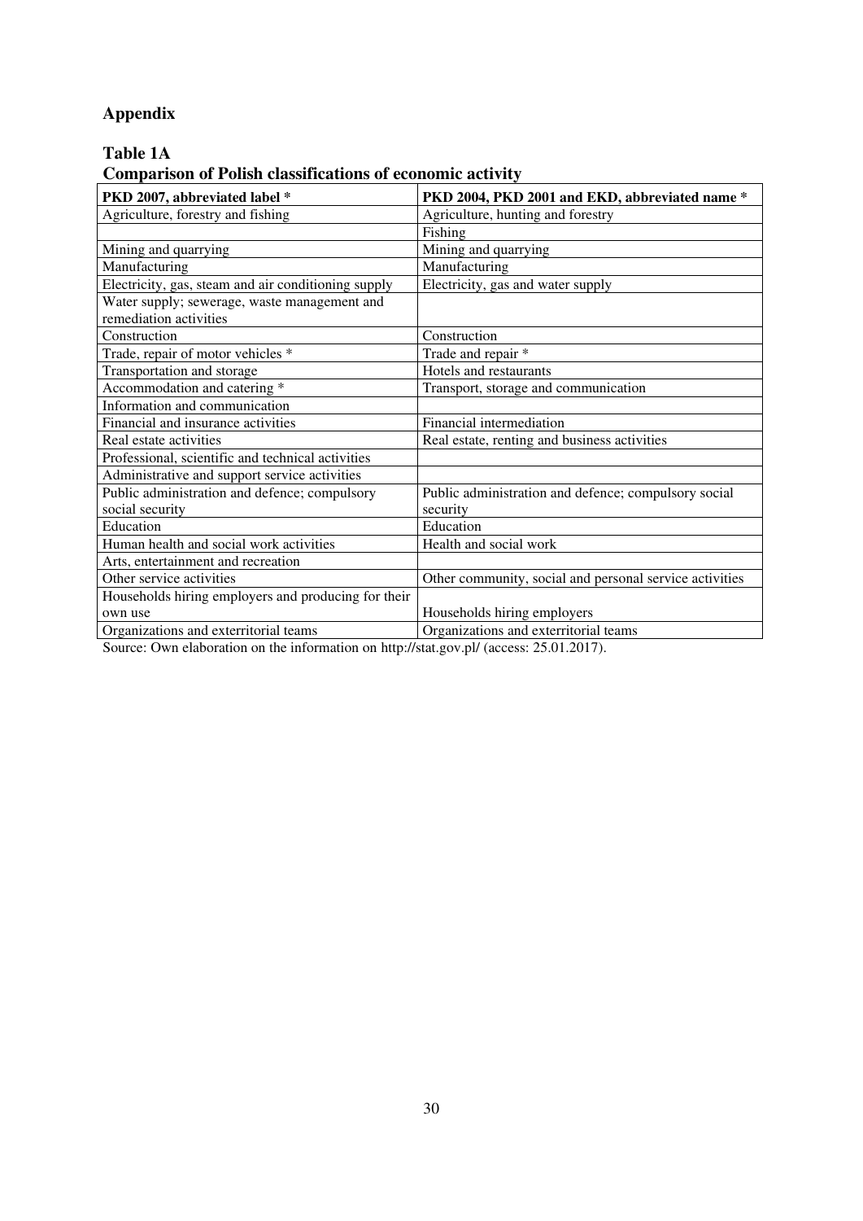# Appendix

## Table 1A
**Comparison of Polish classifications of economic activity**

| PKD 2007, abbreviated label * | PKD 2004, PKD 2001 and EKD, abbreviated name * |
|---|---|
| Agriculture, forestry and fishing | Agriculture, hunting and forestry |
| | Fishing |
| Mining and quarrying | Mining and quarrying |
| Manufacturing | Manufacturing |
| Electricity, gas, steam and air conditioning supply | Electricity, gas and water supply |
| Water supply; sewerage, waste management and remediation activities | |
| Construction | Construction |
| Trade, repair of motor vehicles * | Trade and repair * |
| Transportation and storage | Hotels and restaurants |
| Accommodation and catering * | Transport, storage and communication |
| Information and communication | |
| Financial and insurance activities | Financial intermediation |
| Real estate activities | Real estate, renting and business activities |
| Professional, scientific and technical activities | |
| Administrative and support service activities | |
| Public administration and defence; compulsory social security | Public administration and defence; compulsory social security |
| Education | Education |
| Human health and social work activities | Health and social work |
| Arts, entertainment and recreation | |
| Other service activities | Other community, social and personal service activities |
| Households hiring employers and producing for their own use | Households hiring employers |
| Organizations and exterritorial teams | Organizations and exterritorial teams |

Source: Own elaboration on the information on http://stat.gov.pl/ (access: 25.01.2017).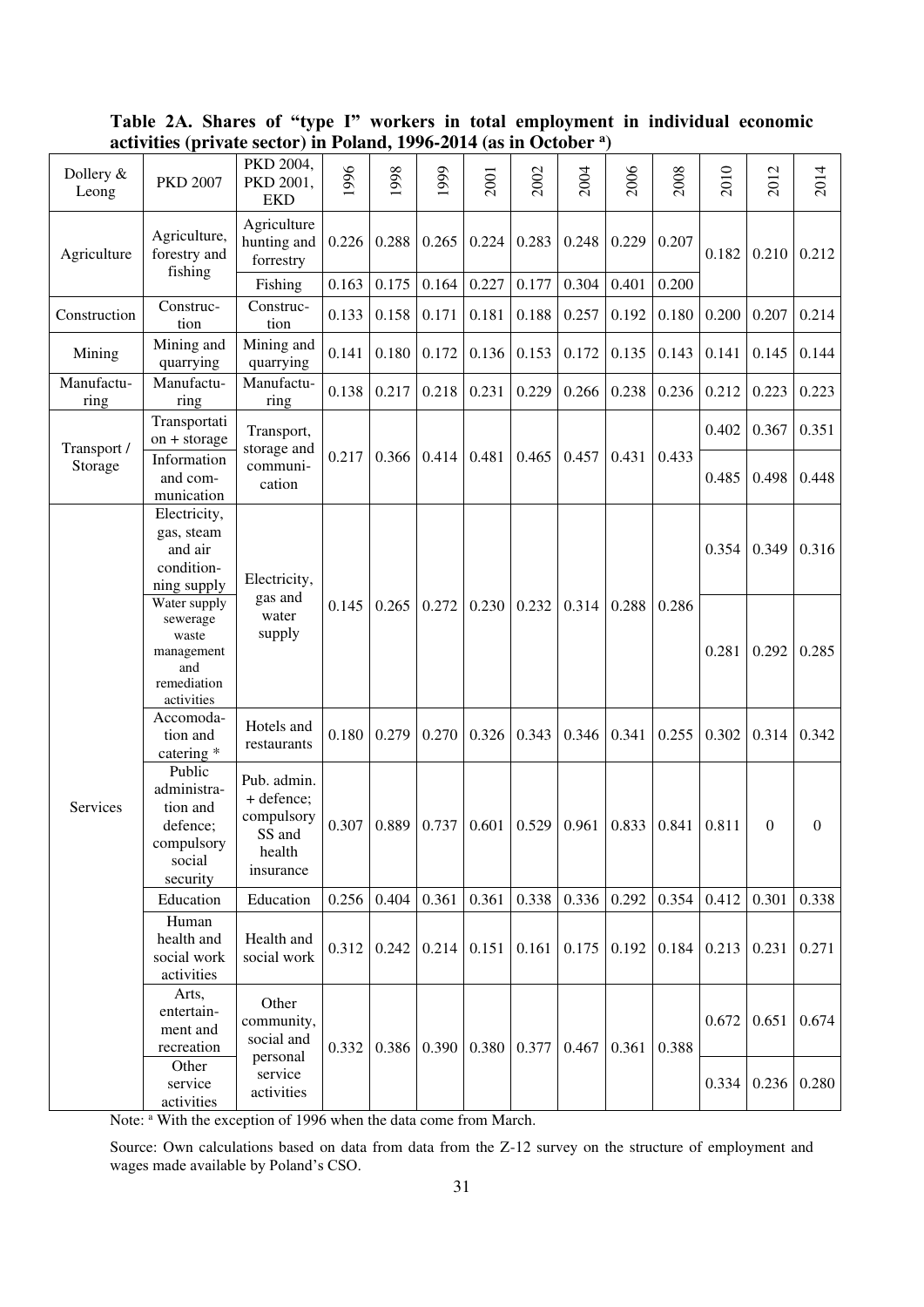**Table 2A. Shares of "type I" workers in total employment in individual economic activities (private sector) in Poland, 1996-2014 (as in October [a])**

| Dollery & Leong | PKD 2007 | PKD 2004, PKD 2001, EKD | 1996 | 1998 | 1999 | 2001 | 2002 | 2004 | 2006 | 2008 | 2010 | 2012 | 2014 |
|---|---|---|---|---|---|---|---|---|---|---|---|---|---|
| Agriculture | Agriculture, forestry and fishing | Agriculture hunting and forrestry | 0.226 | 0.288 | 0.265 | 0.224 | 0.283 | 0.248 | 0.229 | 0.207 | 0.182 | 0.210 | 0.212 |
| | | Fishing | 0.163 | 0.175 | 0.164 | 0.227 | 0.177 | 0.304 | 0.401 | 0.200 | | | |
| Construction | Construc-tion | Construc-tion | 0.133 | 0.158 | 0.171 | 0.181 | 0.188 | 0.257 | 0.192 | 0.180 | 0.200 | 0.207 | 0.214 |
| Mining | Mining and quarrying | Mining and quarrying | 0.141 | 0.180 | 0.172 | 0.136 | 0.153 | 0.172 | 0.135 | 0.143 | 0.141 | 0.145 | 0.144 |
| Manufactu-ring | Manufactu-ring | Manufactu-ring | 0.138 | 0.217 | 0.218 | 0.231 | 0.229 | 0.266 | 0.238 | 0.236 | 0.212 | 0.223 | 0.223 |
| Transport / Storage | Transportati on + storage | Transport, storage and communi-cation | 0.217 | 0.366 | 0.414 | 0.481 | 0.465 | 0.457 | 0.431 | 0.433 | 0.402 | 0.367 | 0.351 |
| | Information and com-munication | | | | | | | | | | 0.485 | 0.498 | 0.448 |
| Services | Electricity, gas, steam and air condition-ning supply | Electricity, gas and water supply | 0.145 | 0.265 | 0.272 | 0.230 | 0.232 | 0.314 | 0.288 | 0.286 | 0.354 | 0.349 | 0.316 |
| | Water supply sewerage waste management and remediation activities | | | | | | | | | | 0.281 | 0.292 | 0.285 |
| | Accomoda-tion and catering * | Hotels and restaurants | 0.180 | 0.279 | 0.270 | 0.326 | 0.343 | 0.346 | 0.341 | 0.255 | 0.302 | 0.314 | 0.342 |
| | Public administra-tion and defence; compulsory social security | Pub. admin. + defence; compulsory SS and health insurance | 0.307 | 0.889 | 0.737 | 0.601 | 0.529 | 0.961 | 0.833 | 0.841 | 0.811 | 0 | 0 |
| | Education | Education | 0.256 | 0.404 | 0.361 | 0.361 | 0.338 | 0.336 | 0.292 | 0.354 | 0.412 | 0.301 | 0.338 |
| | Human health and social work activities | Health and social work | 0.312 | 0.242 | 0.214 | 0.151 | 0.161 | 0.175 | 0.192 | 0.184 | 0.213 | 0.231 | 0.271 |
| | Arts, entertain-ment and recreation | Other community, social and personal service activities | 0.332 | 0.386 | 0.390 | 0.380 | 0.377 | 0.467 | 0.361 | 0.388 | 0.672 | 0.651 | 0.674 |
| | Other service activities | | | | | | | | | | 0.334 | 0.236 | 0.280 |

Note: [a] With the exception of 1996 when the data come from March.

Source: Own calculations based on data from data from the Z-12 survey on the structure of employment and wages made available by Poland's CSO.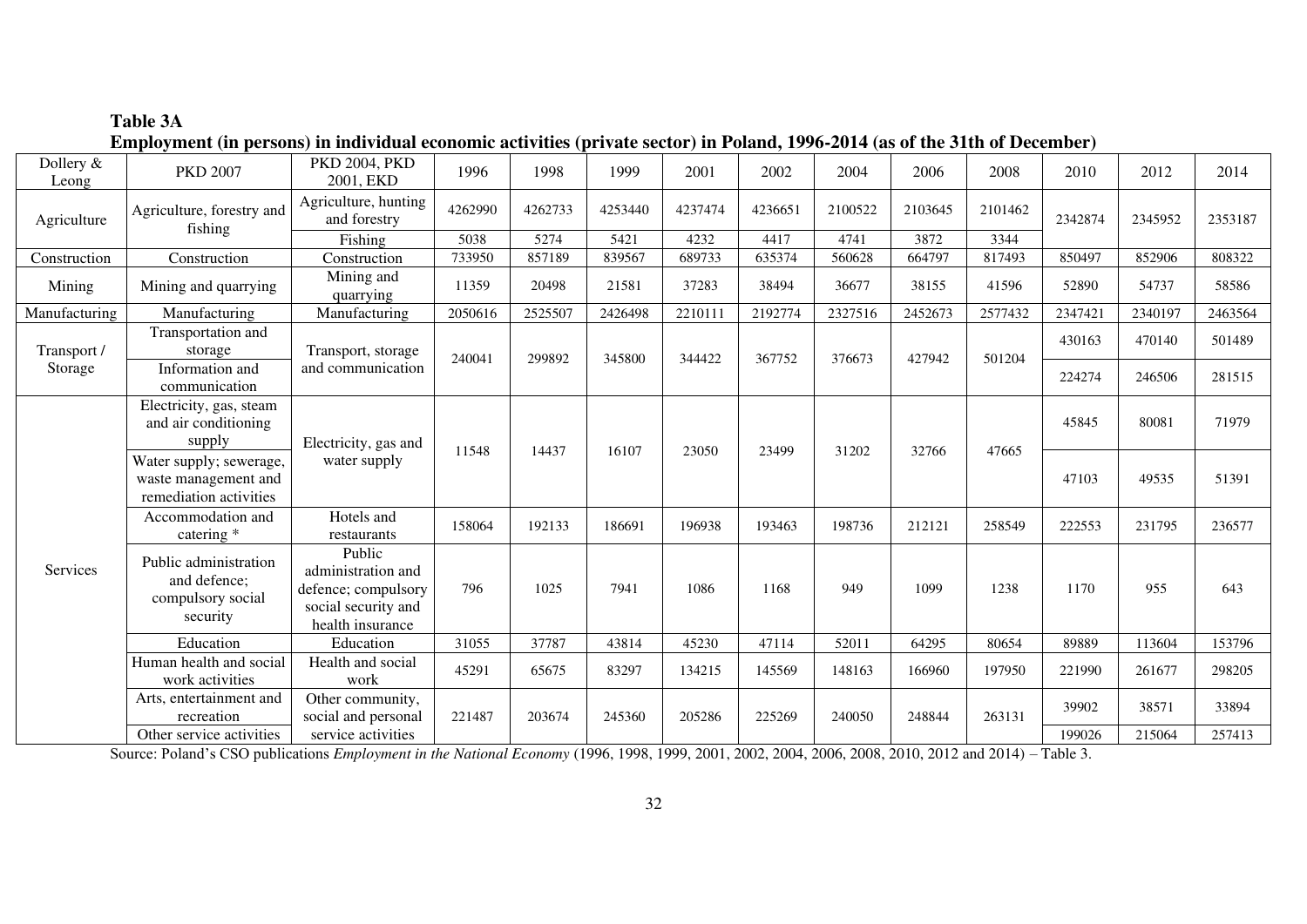**Table 3A**

**Employment (in persons) in individual economic activities (private sector) in Poland, 1996-2014 (as of the 31th of December)**

| Dollery & Leong | PKD 2007 | PKD 2004, PKD 2001, EKD | 1996 | 1998 | 1999 | 2001 | 2002 | 2004 | 2006 | 2008 | 2010 | 2012 | 2014 |
|---|---|---|---|---|---|---|---|---|---|---|---|---|---|
| Agriculture | Agriculture, forestry and fishing | Agriculture, hunting and forestry | 4262990 | 4262733 | 4253440 | 4237474 | 4236651 | 2100522 | 2103645 | 2101462 | 2342874 | 2345952 | 2353187 |
| | | Fishing | 5038 | 5274 | 5421 | 4232 | 4417 | 4741 | 3872 | 3344 | | | |
| Construction | Construction | Construction | 733950 | 857189 | 839567 | 689733 | 635374 | 560628 | 664797 | 817493 | 850497 | 852906 | 808322 |
| Mining | Mining and quarrying | Mining and quarrying | 11359 | 20498 | 21581 | 37283 | 38494 | 36677 | 38155 | 41596 | 52890 | 54737 | 58586 |
| Manufacturing | Manufacturing | Manufacturing | 2050616 | 2525507 | 2426498 | 2210111 | 2192774 | 2327516 | 2452673 | 2577432 | 2347421 | 2340197 | 2463564 |
| Transport / Storage | Transportation and storage | Transport, storage and communication | 240041 | 299892 | 345800 | 344422 | 367752 | 376673 | 427942 | 501204 | 430163 | 470140 | 501489 |
| | Information and communication | | | | | | | | | | 224274 | 246506 | 281515 |
| Services | Electricity, gas, steam and air conditioning supply | Electricity, gas and water supply | 11548 | 14437 | 16107 | 23050 | 23499 | 31202 | 32766 | 47665 | 45845 | 80081 | 71979 |
| | Water supply; sewerage, waste management and remediation activities | | | | | | | | | | 47103 | 49535 | 51391 |
| | Accommodation and catering * | Hotels and restaurants | 158064 | 192133 | 186691 | 196938 | 193463 | 198736 | 212121 | 258549 | 222553 | 231795 | 236577 |
| | Public administration and defence; compulsory social security | Public administration and defence; compulsory social security and health insurance | 796 | 1025 | 7941 | 1086 | 1168 | 949 | 1099 | 1238 | 1170 | 955 | 643 |
| | Education | Education | 31055 | 37787 | 43814 | 45230 | 47114 | 52011 | 64295 | 80654 | 89889 | 113604 | 153796 |
| | Human health and social work activities | Health and social work | 45291 | 65675 | 83297 | 134215 | 145569 | 148163 | 166960 | 197950 | 221990 | 261677 | 298205 |
| | Arts, entertainment and recreation | Other community, social and personal service activities | 221487 | 203674 | 245360 | 205286 | 225269 | 240050 | 248844 | 263131 | 39902 | 38571 | 33894 |
| | Other service activities | | | | | | | | | | 199026 | 215064 | 257413 |

Source: Poland's CSO publications *Employment in the National Economy* (1996, 1998, 1999, 2001, 2002, 2004, 2006, 2008, 2010, 2012 and 2014) – Table 3.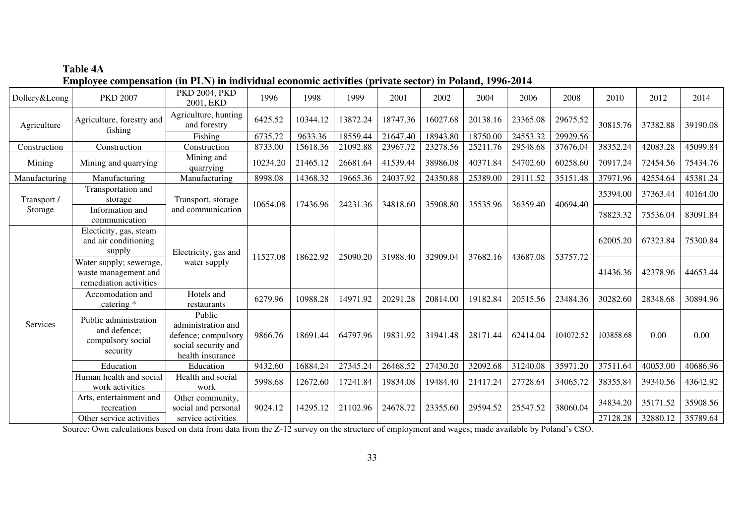**Table 4A**
**Employee compensation (in PLN) in individual economic activities (private sector) in Poland, 1996-2014**

| Dollery&Leong | PKD 2007 | PKD 2004, PKD 2001, EKD | 1996 | 1998 | 1999 | 2001 | 2002 | 2004 | 2006 | 2008 | 2010 | 2012 | 2014 |
|---|---|---|---|---|---|---|---|---|---|---|---|---|---|
| Agriculture | Agriculture, forestry and fishing | Agriculture, hunting and forestry | 6425.52 | 10344.12 | 13872.24 | 18747.36 | 16027.68 | 20138.16 | 23365.08 | 29675.52 | 30815.76 | 37382.88 | 39190.08 |
| | | Fishing | 6735.72 | 9633.36 | 18559.44 | 21647.40 | 18943.80 | 18750.00 | 24553.32 | 29929.56 | | | |
| Construction | Construction | Construction | 8733.00 | 15618.36 | 21092.88 | 23967.72 | 23278.56 | 25211.76 | 29548.68 | 37676.04 | 38352.24 | 42083.28 | 45099.84 |
| Mining | Mining and quarrying | Mining and quarrying | 10234.20 | 21465.12 | 26681.64 | 41539.44 | 38986.08 | 40371.84 | 54702.60 | 60258.60 | 70917.24 | 72454.56 | 75434.76 |
| Manufacturing | Manufacturing | Manufacturing | 8998.08 | 14368.32 | 19665.36 | 24037.92 | 24350.88 | 25389.00 | 29111.52 | 35151.48 | 37971.96 | 42554.64 | 45381.24 |
| Transport / Storage | Transportation and storage | Transport, storage and communication | 10654.08 | 17436.96 | 24231.36 | 34818.60 | 35908.80 | 35535.96 | 36359.40 | 40694.40 | 35394.00 | 37363.44 | 40164.00 |
| | Information and communication | | | | | | | | | | 78823.32 | 75536.04 | 83091.84 |
| Services | Electicity, gas, steam and air conditioning supply | Electricity, gas and water supply | 11527.08 | 18622.92 | 25090.20 | 31988.40 | 32909.04 | 37682.16 | 43687.08 | 53757.72 | 62005.20 | 67323.84 | 75300.84 |
| | Water supply; sewerage, waste management and remediation activities | | | | | | | | | | 41436.36 | 42378.96 | 44653.44 |
| | Accomodation and catering * | Hotels and restaurants | 6279.96 | 10988.28 | 14971.92 | 20291.28 | 20814.00 | 19182.84 | 20515.56 | 23484.36 | 30282.60 | 28348.68 | 30894.96 |
| | Public administration and defence; compulsory social security | Public administration and defence; compulsory social security and health insurance | 9866.76 | 18691.44 | 64797.96 | 19831.92 | 31941.48 | 28171.44 | 62414.04 | 104072.52 | 103858.68 | 0.00 | 0.00 |
| | Education | Education | 9432.60 | 16884.24 | 27345.24 | 26468.52 | 27430.20 | 32092.68 | 31240.08 | 35971.20 | 37511.64 | 40053.00 | 40686.96 |
| | Human health and social work activities | Health and social work | 5998.68 | 12672.60 | 17241.84 | 19834.08 | 19484.40 | 21417.24 | 27728.64 | 34065.72 | 38355.84 | 39340.56 | 43642.92 |
| | Arts, entertainment and recreation | Other community, social and personal service activities | 9024.12 | 14295.12 | 21102.96 | 24678.72 | 23355.60 | 29594.52 | 25547.52 | 38060.04 | 34834.20 | 35171.52 | 35908.56 |
| | Other service activities | | | | | | | | | | 27128.28 | 32880.12 | 35789.64 |

Source: Own calculations based on data from data from the Z-12 survey on the structure of employment and wages; made available by Poland's CSO.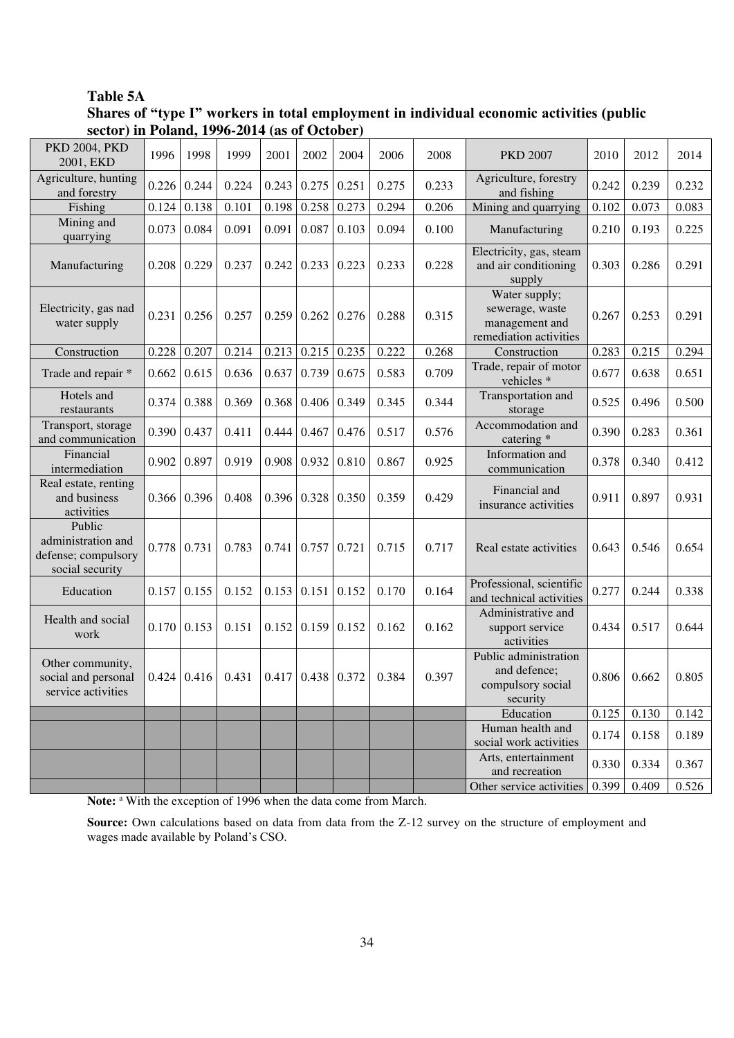**Table 5A**

**Shares of "type I" workers in total employment in individual economic activities (public sector) in Poland, 1996-2014 (as of October)**

| PKD 2004, PKD 2001, EKD | 1996 | 1998 | 1999 | 2001 | 2002 | 2004 | 2006 | 2008 | PKD 2007 | 2010 | 2012 | 2014 |
|---|---|---|---|---|---|---|---|---|---|---|---|---|
| Agriculture, hunting and forestry | 0.226 | 0.244 | 0.224 | 0.243 | 0.275 | 0.251 | 0.275 | 0.233 | Agriculture, forestry and fishing | 0.242 | 0.239 | 0.232 |
| Fishing | 0.124 | 0.138 | 0.101 | 0.198 | 0.258 | 0.273 | 0.294 | 0.206 | Mining and quarrying | 0.102 | 0.073 | 0.083 |
| Mining and quarrying | 0.073 | 0.084 | 0.091 | 0.091 | 0.087 | 0.103 | 0.094 | 0.100 | Manufacturing | 0.210 | 0.193 | 0.225 |
| Manufacturing | 0.208 | 0.229 | 0.237 | 0.242 | 0.233 | 0.223 | 0.233 | 0.228 | Electricity, gas, steam and air conditioning supply | 0.303 | 0.286 | 0.291 |
| Electricity, gas nad water supply | 0.231 | 0.256 | 0.257 | 0.259 | 0.262 | 0.276 | 0.288 | 0.315 | Water supply; sewerage, waste management and remediation activities | 0.267 | 0.253 | 0.291 |
| Construction | 0.228 | 0.207 | 0.214 | 0.213 | 0.215 | 0.235 | 0.222 | 0.268 | Construction | 0.283 | 0.215 | 0.294 |
| Trade and repair * | 0.662 | 0.615 | 0.636 | 0.637 | 0.739 | 0.675 | 0.583 | 0.709 | Trade, repair of motor vehicles * | 0.677 | 0.638 | 0.651 |
| Hotels and restaurants | 0.374 | 0.388 | 0.369 | 0.368 | 0.406 | 0.349 | 0.345 | 0.344 | Transportation and storage | 0.525 | 0.496 | 0.500 |
| Transport, storage and communication | 0.390 | 0.437 | 0.411 | 0.444 | 0.467 | 0.476 | 0.517 | 0.576 | Accommodation and catering * | 0.390 | 0.283 | 0.361 |
| Financial intermediation | 0.902 | 0.897 | 0.919 | 0.908 | 0.932 | 0.810 | 0.867 | 0.925 | Information and communication | 0.378 | 0.340 | 0.412 |
| Real estate, renting and business activities | 0.366 | 0.396 | 0.408 | 0.396 | 0.328 | 0.350 | 0.359 | 0.429 | Financial and insurance activities | 0.911 | 0.897 | 0.931 |
| Public administration and defense; compulsory social security | 0.778 | 0.731 | 0.783 | 0.741 | 0.757 | 0.721 | 0.715 | 0.717 | Real estate activities | 0.643 | 0.546 | 0.654 |
| Education | 0.157 | 0.155 | 0.152 | 0.153 | 0.151 | 0.152 | 0.170 | 0.164 | Professional, scientific and technical activities | 0.277 | 0.244 | 0.338 |
| Health and social work | 0.170 | 0.153 | 0.151 | 0.152 | 0.159 | 0.152 | 0.162 | 0.162 | Administrative and support service activities | 0.434 | 0.517 | 0.644 |
| Other community, social and personal service activities | 0.424 | 0.416 | 0.431 | 0.417 | 0.438 | 0.372 | 0.384 | 0.397 | Public administration and defence; compulsory social security | 0.806 | 0.662 | 0.805 |
| | | | | | | | | | Education | 0.125 | 0.130 | 0.142 |
| | | | | | | | | | Human health and social work activities | 0.174 | 0.158 | 0.189 |
| | | | | | | | | | Arts, entertainment and recreation | 0.330 | 0.334 | 0.367 |
| | | | | | | | | | Other service activities | 0.399 | 0.409 | 0.526 |

**Note:** [a] With the exception of 1996 when the data come from March.

**Source:** Own calculations based on data from data from the Z-12 survey on the structure of employment and wages made available by Poland's CSO.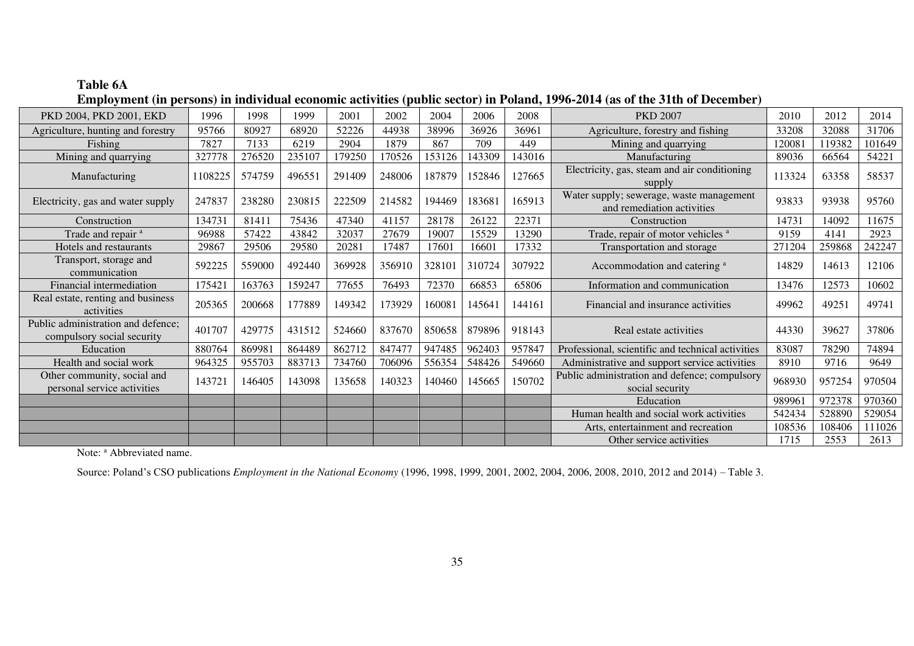**Table 6A**

**Employment (in persons) in individual economic activities (public sector) in Poland, 1996-2014 (as of the 31th of December)**

| PKD 2004, PKD 2001, EKD | 1996 | 1998 | 1999 | 2001 | 2002 | 2004 | 2006 | 2008 | PKD 2007 | 2010 | 2012 | 2014 |
|---|---|---|---|---|---|---|---|---|---|---|---|---|
| Agriculture, hunting and forestry | 95766 | 80927 | 68920 | 52226 | 44938 | 38996 | 36926 | 36961 | Agriculture, forestry and fishing | 33208 | 32088 | 31706 |
| Fishing | 7827 | 7133 | 6219 | 2904 | 1879 | 867 | 709 | 449 | Mining and quarrying | 120081 | 119382 | 101649 |
| Mining and quarrying | 327778 | 276520 | 235107 | 179250 | 170526 | 153126 | 143309 | 143016 | Manufacturing | 89036 | 66564 | 54221 |
| Manufacturing | 1108225 | 574759 | 496551 | 291409 | 248006 | 187879 | 152846 | 127665 | Electricity, gas, steam and air conditioning supply | 113324 | 63358 | 58537 |
| Electricity, gas and water supply | 247837 | 238280 | 230815 | 222509 | 214582 | 194469 | 183681 | 165913 | Water supply; sewerage, waste management and remediation activities | 93833 | 93938 | 95760 |
| Construction | 134731 | 81411 | 75436 | 47340 | 41157 | 28178 | 26122 | 22371 | Construction | 14731 | 14092 | 11675 |
| Trade and repair [a] | 96988 | 57422 | 43842 | 32037 | 27679 | 19007 | 15529 | 13290 | Trade, repair of motor vehicles [a] | 9159 | 4141 | 2923 |
| Hotels and restaurants | 29867 | 29506 | 29580 | 20281 | 17487 | 17601 | 16601 | 17332 | Transportation and storage | 271204 | 259868 | 242247 |
| Transport, storage and communication | 592225 | 559000 | 492440 | 369928 | 356910 | 328101 | 310724 | 307922 | Accommodation and catering [a] | 14829 | 14613 | 12106 |
| Financial intermediation | 175421 | 163763 | 159247 | 77655 | 76493 | 72370 | 66853 | 65806 | Information and communication | 13476 | 12573 | 10602 |
| Real estate, renting and business activities | 205365 | 200668 | 177889 | 149342 | 173929 | 160081 | 145641 | 144161 | Financial and insurance activities | 49962 | 49251 | 49741 |
| Public administration and defence; compulsory social security | 401707 | 429775 | 431512 | 524660 | 837670 | 850658 | 879896 | 918143 | Real estate activities | 44330 | 39627 | 37806 |
| Education | 880764 | 869981 | 864489 | 862712 | 847477 | 947485 | 962403 | 957847 | Professional, scientific and technical activities | 83087 | 78290 | 74894 |
| Health and social work | 964325 | 955703 | 883713 | 734760 | 706096 | 556354 | 548426 | 549660 | Administrative and support service activities | 8910 | 9716 | 9649 |
| Other community, social and personal service activities | 143721 | 146405 | 143098 | 135658 | 140323 | 140460 | 145665 | 150702 | Public administration and defence; compulsory social security | 968930 | 957254 | 970504 |
| | | | | | | | | | Education | 989961 | 972378 | 970360 |
| | | | | | | | | | Human health and social work activities | 542434 | 528890 | 529054 |
| | | | | | | | | | Arts, entertainment and recreation | 108536 | 108406 | 111026 |
| | | | | | | | | | Other service activities | 1715 | 2553 | 2613 |

Note: [a] Abbreviated name.

Source: Poland's CSO publications *Employment in the National Economy* (1996, 1998, 1999, 2001, 2002, 2004, 2006, 2008, 2010, 2012 and 2014) – Table 3.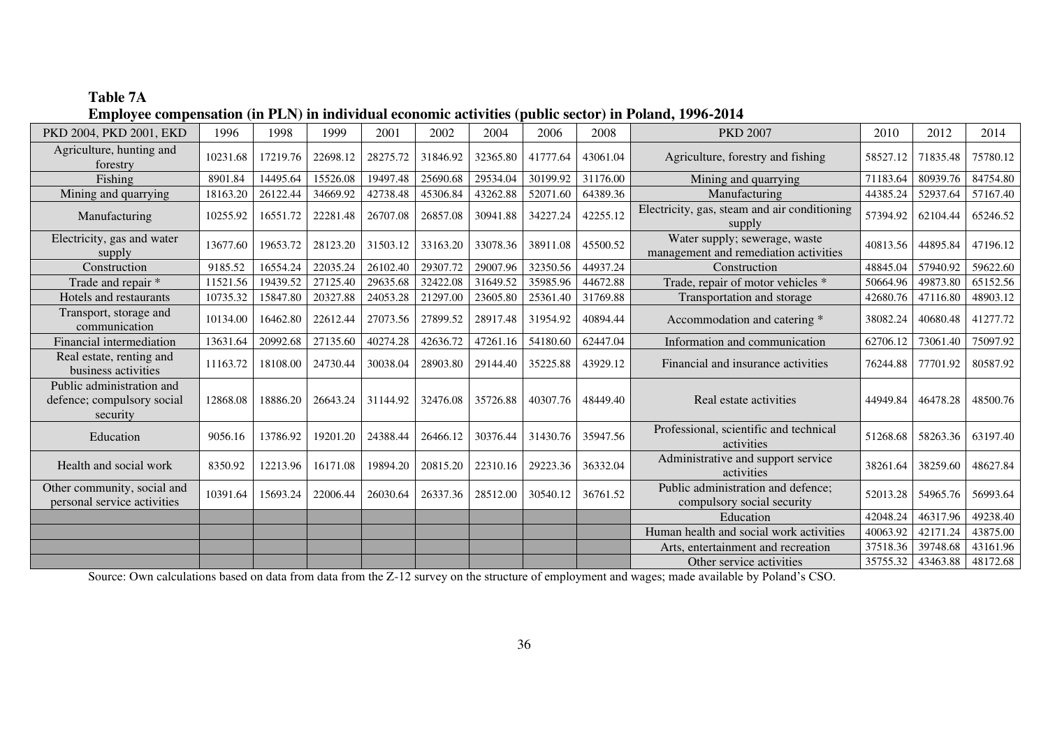**Table 7A**

**Employee compensation (in PLN) in individual economic activities (public sector) in Poland, 1996-2014**

| PKD 2004, PKD 2001, EKD | 1996 | 1998 | 1999 | 2001 | 2002 | 2004 | 2006 | 2008 | PKD 2007 | 2010 | 2012 | 2014 |
|---|---|---|---|---|---|---|---|---|---|---|---|---|
| Agriculture, hunting and forestry | 10231.68 | 17219.76 | 22698.12 | 28275.72 | 31846.92 | 32365.80 | 41777.64 | 43061.04 | Agriculture, forestry and fishing | 58527.12 | 71835.48 | 75780.12 |
| Fishing | 8901.84 | 14495.64 | 15526.08 | 19497.48 | 25690.68 | 29534.04 | 30199.92 | 31176.00 | Mining and quarrying | 71183.64 | 80939.76 | 84754.80 |
| Mining and quarrying | 18163.20 | 26122.44 | 34669.92 | 42738.48 | 45306.84 | 43262.88 | 52071.60 | 64389.36 | Manufacturing | 44385.24 | 52937.64 | 57167.40 |
| Manufacturing | 10255.92 | 16551.72 | 22281.48 | 26707.08 | 26857.08 | 30941.88 | 34227.24 | 42255.12 | Electricity, gas, steam and air conditioning supply | 57394.92 | 62104.44 | 65246.52 |
| Electricity, gas and water supply | 13677.60 | 19653.72 | 28123.20 | 31503.12 | 33163.20 | 33078.36 | 38911.08 | 45500.52 | Water supply; sewerage, waste management and remediation activities | 40813.56 | 44895.84 | 47196.12 |
| Construction | 9185.52 | 16554.24 | 22035.24 | 26102.40 | 29307.72 | 29007.96 | 32350.56 | 44937.24 | Construction | 48845.04 | 57940.92 | 59622.60 |
| Trade and repair * | 11521.56 | 19439.52 | 27125.40 | 29635.68 | 32422.08 | 31649.52 | 35985.96 | 44672.88 | Trade, repair of motor vehicles * | 50664.96 | 49873.80 | 65152.56 |
| Hotels and restaurants | 10735.32 | 15847.80 | 20327.88 | 24053.28 | 21297.00 | 23605.80 | 25361.40 | 31769.88 | Transportation and storage | 42680.76 | 47116.80 | 48903.12 |
| Transport, storage and communication | 10134.00 | 16462.80 | 22612.44 | 27073.56 | 27899.52 | 28917.48 | 31954.92 | 40894.44 | Accommodation and catering * | 38082.24 | 40680.48 | 41277.72 |
| Financial intermediation | 13631.64 | 20992.68 | 27135.60 | 40274.28 | 42636.72 | 47261.16 | 54180.60 | 62447.04 | Information and communication | 62706.12 | 73061.40 | 75097.92 |
| Real estate, renting and business activities | 11163.72 | 18108.00 | 24730.44 | 30038.04 | 28903.80 | 29144.40 | 35225.88 | 43929.12 | Financial and insurance activities | 76244.88 | 77701.92 | 80587.92 |
| Public administration and defence; compulsory social security | 12868.08 | 18886.20 | 26643.24 | 31144.92 | 32476.08 | 35726.88 | 40307.76 | 48449.40 | Real estate activities | 44949.84 | 46478.28 | 48500.76 |
| Education | 9056.16 | 13786.92 | 19201.20 | 24388.44 | 26466.12 | 30376.44 | 31430.76 | 35947.56 | Professional, scientific and technical activities | 51268.68 | 58263.36 | 63197.40 |
| Health and social work | 8350.92 | 12213.96 | 16171.08 | 19894.20 | 20815.20 | 22310.16 | 29223.36 | 36332.04 | Administrative and support service activities | 38261.64 | 38259.60 | 48627.84 |
| Other community, social and personal service activities | 10391.64 | 15693.24 | 22006.44 | 26030.64 | 26337.36 | 28512.00 | 30540.12 | 36761.52 | Public administration and defence; compulsory social security | 52013.28 | 54965.76 | 56993.64 |
| | | | | | | | | | Education | 42048.24 | 46317.96 | 49238.40 |
| | | | | | | | | | Human health and social work activities | 40063.92 | 42171.24 | 43875.00 |
| | | | | | | | | | Arts, entertainment and recreation | 37518.36 | 39748.68 | 43161.96 |
| | | | | | | | | | Other service activities | 35755.32 | 43463.88 | 48172.68 |

Source: Own calculations based on data from data from the Z-12 survey on the structure of employment and wages; made available by Poland's CSO.